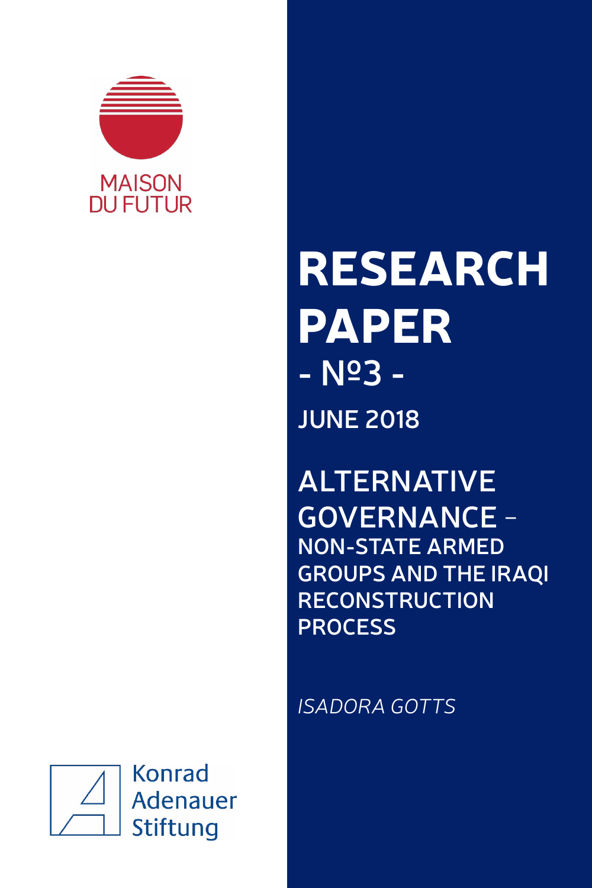MAISON DU FUTUR

# RESEARCH PAPER

## - №3 -

JUNE 2018

# ALTERNATIVE GOVERNANCE – NON-STATE ARMED GROUPS AND THE IRAQI RECONSTRUCTION PROCESS

*ISADORA GOTTS*

Konrad Adenauer Stiftung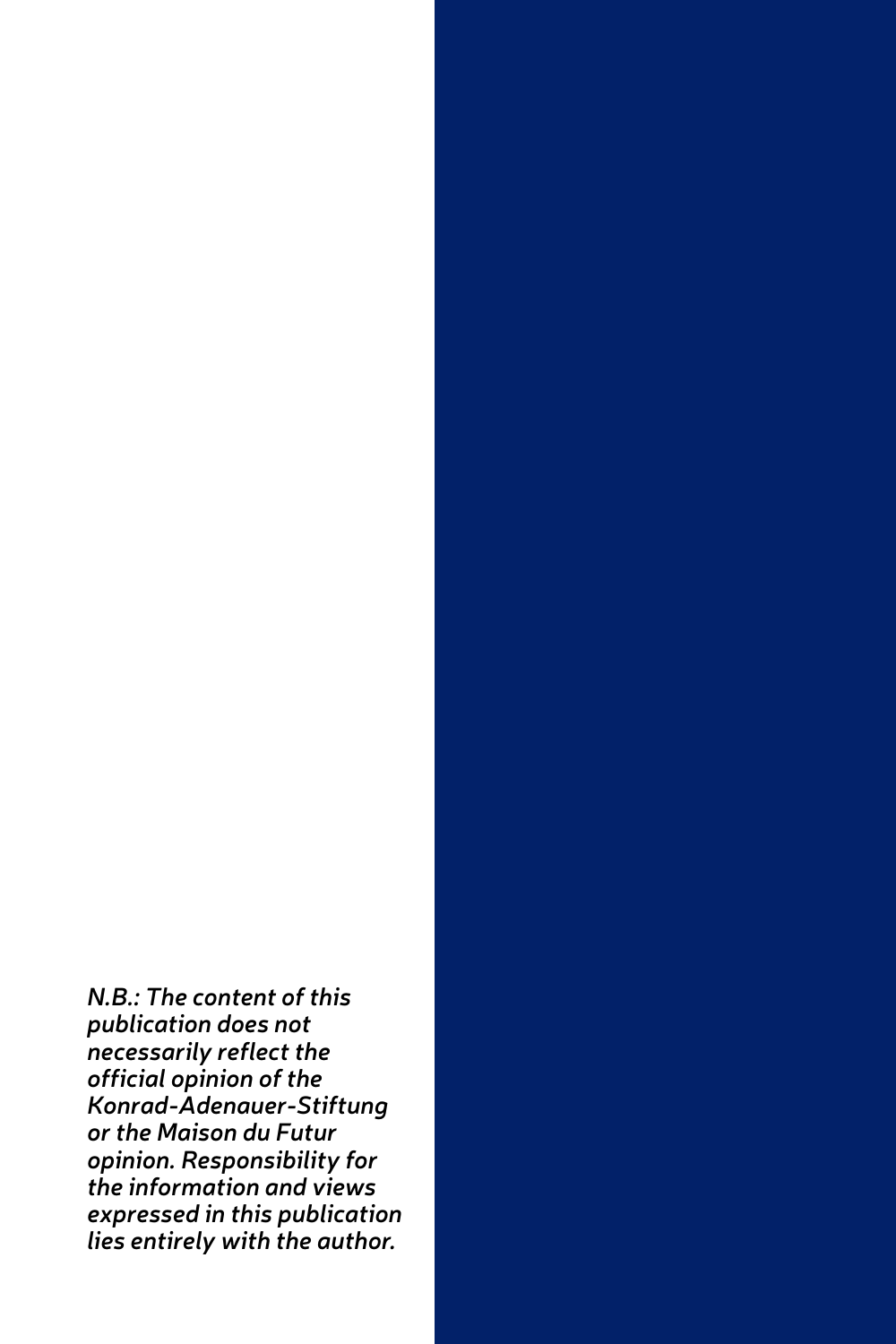*N.B.: The content of this publication does not necessarily reflect the official opinion of the Konrad-Adenauer-Stiftung or the Maison du Futur opinion. Responsibility for the information and views expressed in this publication lies entirely with the author.*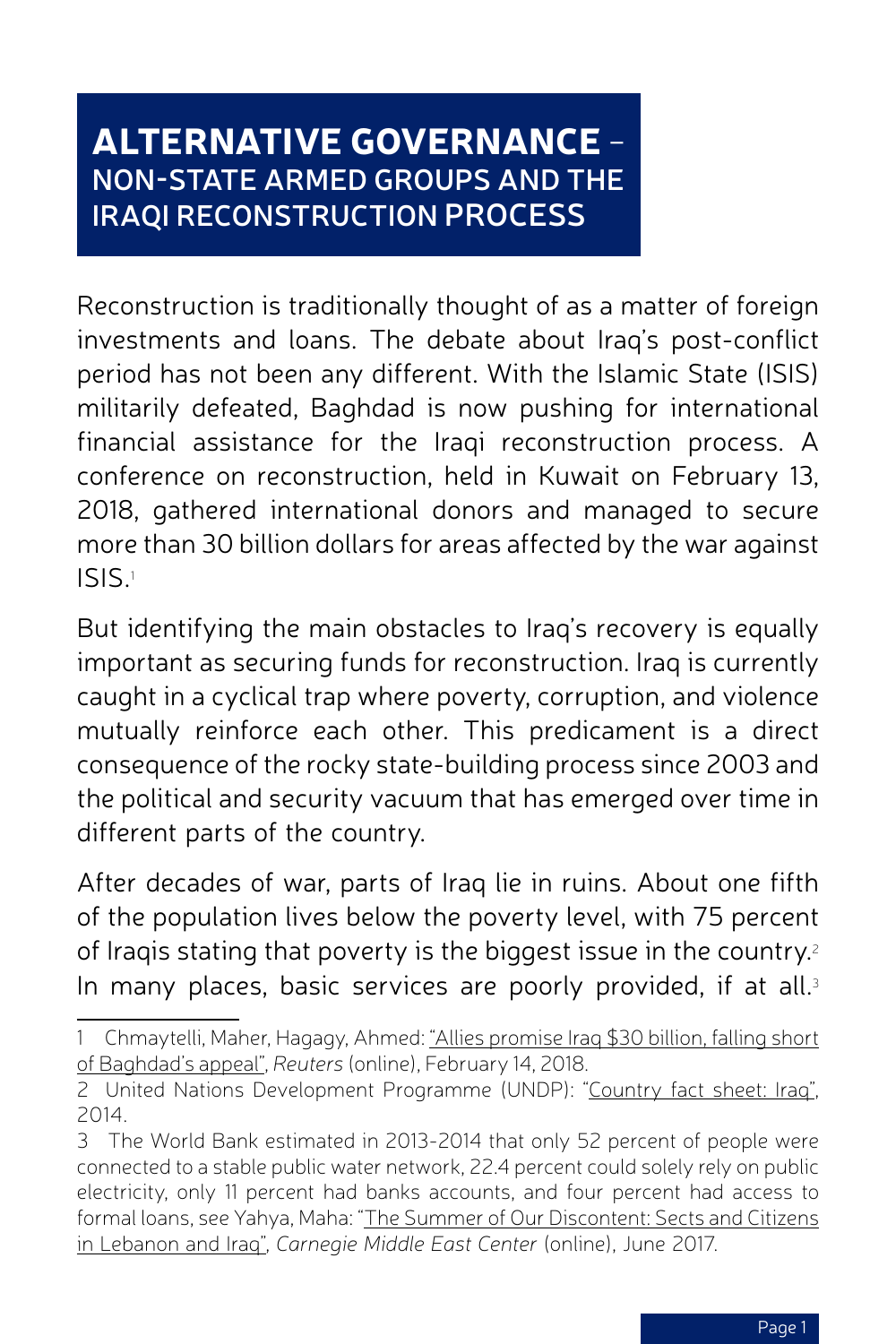# ALTERNATIVE GOVERNANCE – NON-STATE ARMED GROUPS AND THE IRAQI RECONSTRUCTION PROCESS

Reconstruction is traditionally thought of as a matter of foreign investments and loans. The debate about Iraq's post-conflict period has not been any different. With the Islamic State (ISIS) militarily defeated, Baghdad is now pushing for international financial assistance for the Iraqi reconstruction process. A conference on reconstruction, held in Kuwait on February 13, 2018, gathered international donors and managed to secure more than 30 billion dollars for areas affected by the war against ISIS.[1]

But identifying the main obstacles to Iraq's recovery is equally important as securing funds for reconstruction. Iraq is currently caught in a cyclical trap where poverty, corruption, and violence mutually reinforce each other. This predicament is a direct consequence of the rocky state-building process since 2003 and the political and security vacuum that has emerged over time in different parts of the country.

After decades of war, parts of Iraq lie in ruins. About one fifth of the population lives below the poverty level, with 75 percent of Iraqis stating that poverty is the biggest issue in the country.[2] In many places, basic services are poorly provided, if at all.[3]

---

1 Chmaytelli, Maher, Hagagy, Ahmed: "Allies promise Iraq $30 billion, falling short of Baghdad's appeal", *Reuters* (online), February 14, 2018.

2 United Nations Development Programme (UNDP): "Country fact sheet: Iraq", 2014.

3 The World Bank estimated in 2013-2014 that only 52 percent of people were connected to a stable public water network, 22.4 percent could solely rely on public electricity, only 11 percent had banks accounts, and four percent had access to formal loans, see Yahya, Maha: "The Summer of Our Discontent: Sects and Citizens in Lebanon and Iraq", *Carnegie Middle East Center* (online), June 2017.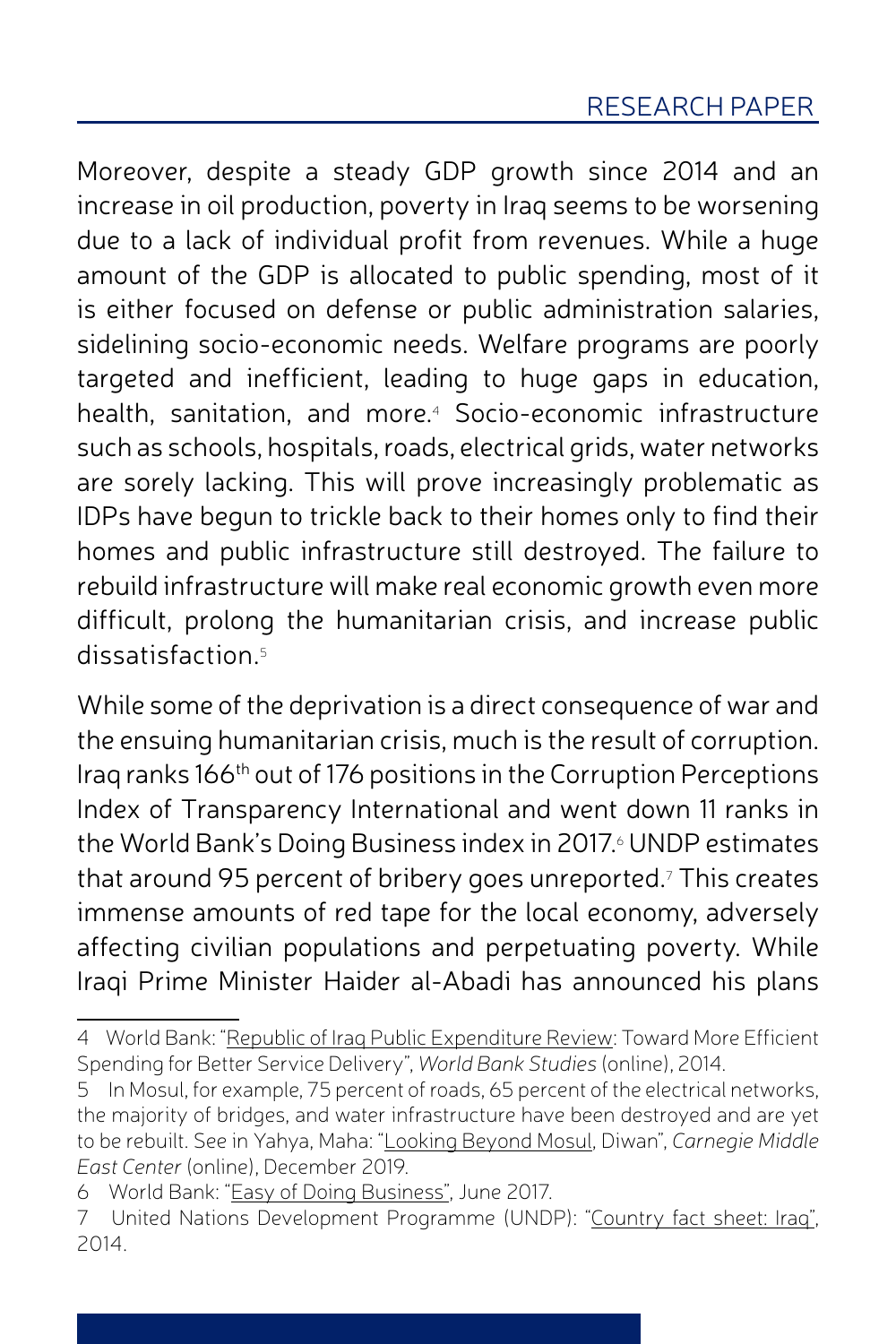Moreover, despite a steady GDP growth since 2014 and an increase in oil production, poverty in Iraq seems to be worsening due to a lack of individual profit from revenues. While a huge amount of the GDP is allocated to public spending, most of it is either focused on defense or public administration salaries, sidelining socio-economic needs. Welfare programs are poorly targeted and inefficient, leading to huge gaps in education, health, sanitation, and more.[4] Socio-economic infrastructure such as schools, hospitals, roads, electrical grids, water networks are sorely lacking. This will prove increasingly problematic as IDPs have begun to trickle back to their homes only to find their homes and public infrastructure still destroyed. The failure to rebuild infrastructure will make real economic growth even more difficult, prolong the humanitarian crisis, and increase public dissatisfaction.[5]

While some of the deprivation is a direct consequence of war and the ensuing humanitarian crisis, much is the result of corruption. Iraq ranks 166th out of 176 positions in the Corruption Perceptions Index of Transparency International and went down 11 ranks in the World Bank's Doing Business index in 2017.[6] UNDP estimates that around 95 percent of bribery goes unreported.[7] This creates immense amounts of red tape for the local economy, adversely affecting civilian populations and perpetuating poverty. While Iraqi Prime Minister Haider al-Abadi has announced his plans

---

4 World Bank: "Republic of Iraq Public Expenditure Review: Toward More Efficient Spending for Better Service Delivery", *World Bank Studies* (online), 2014.

5 In Mosul, for example, 75 percent of roads, 65 percent of the electrical networks, the majority of bridges, and water infrastructure have been destroyed and are yet to be rebuilt. See in Yahya, Maha: "Looking Beyond Mosul, Diwan", *Carnegie Middle East Center* (online), December 2019.

6 World Bank: "Easy of Doing Business", June 2017.

7 United Nations Development Programme (UNDP): "Country fact sheet: Iraq", 2014.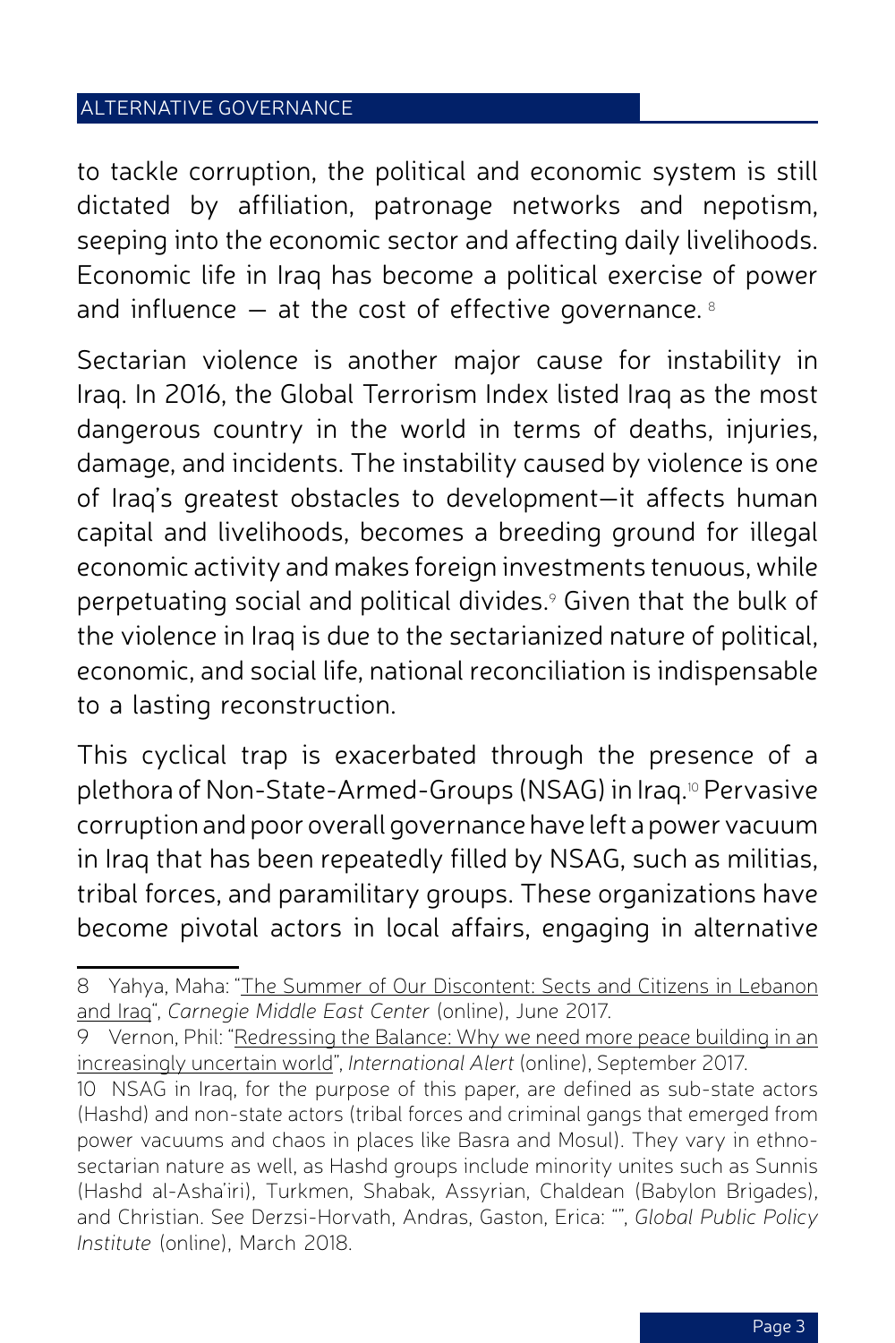to tackle corruption, the political and economic system is still dictated by affiliation, patronage networks and nepotism, seeping into the economic sector and affecting daily livelihoods. Economic life in Iraq has become a political exercise of power and influence — at the cost of effective governance. [8]

Sectarian violence is another major cause for instability in Iraq. In 2016, the Global Terrorism Index listed Iraq as the most dangerous country in the world in terms of deaths, injuries, damage, and incidents. The instability caused by violence is one of Iraq's greatest obstacles to development—it affects human capital and livelihoods, becomes a breeding ground for illegal economic activity and makes foreign investments tenuous, while perpetuating social and political divides.[9] Given that the bulk of the violence in Iraq is due to the sectarianized nature of political, economic, and social life, national reconciliation is indispensable to a lasting reconstruction.

This cyclical trap is exacerbated through the presence of a plethora of Non-State-Armed-Groups (NSAG) in Iraq.[10] Pervasive corruption and poor overall governance have left a power vacuum in Iraq that has been repeatedly filled by NSAG, such as militias, tribal forces, and paramilitary groups. These organizations have become pivotal actors in local affairs, engaging in alternative

---

8 Yahya, Maha: "The Summer of Our Discontent: Sects and Citizens in Lebanon and Iraq", *Carnegie Middle East Center* (online), June 2017.

9 Vernon, Phil: "Redressing the Balance: Why we need more peace building in an increasingly uncertain world", *International Alert* (online), September 2017.

10 NSAG in Iraq, for the purpose of this paper, are defined as sub-state actors (Hashd) and non-state actors (tribal forces and criminal gangs that emerged from power vacuums and chaos in places like Basra and Mosul). They vary in ethno-sectarian nature as well, as Hashd groups include minority unites such as Sunnis (Hashd al-Asha'iri), Turkmen, Shabak, Assyrian, Chaldean (Babylon Brigades), and Christian. See Derzsi-Horvath, Andras, Gaston, Erica: "", *Global Public Policy Institute* (online), March 2018.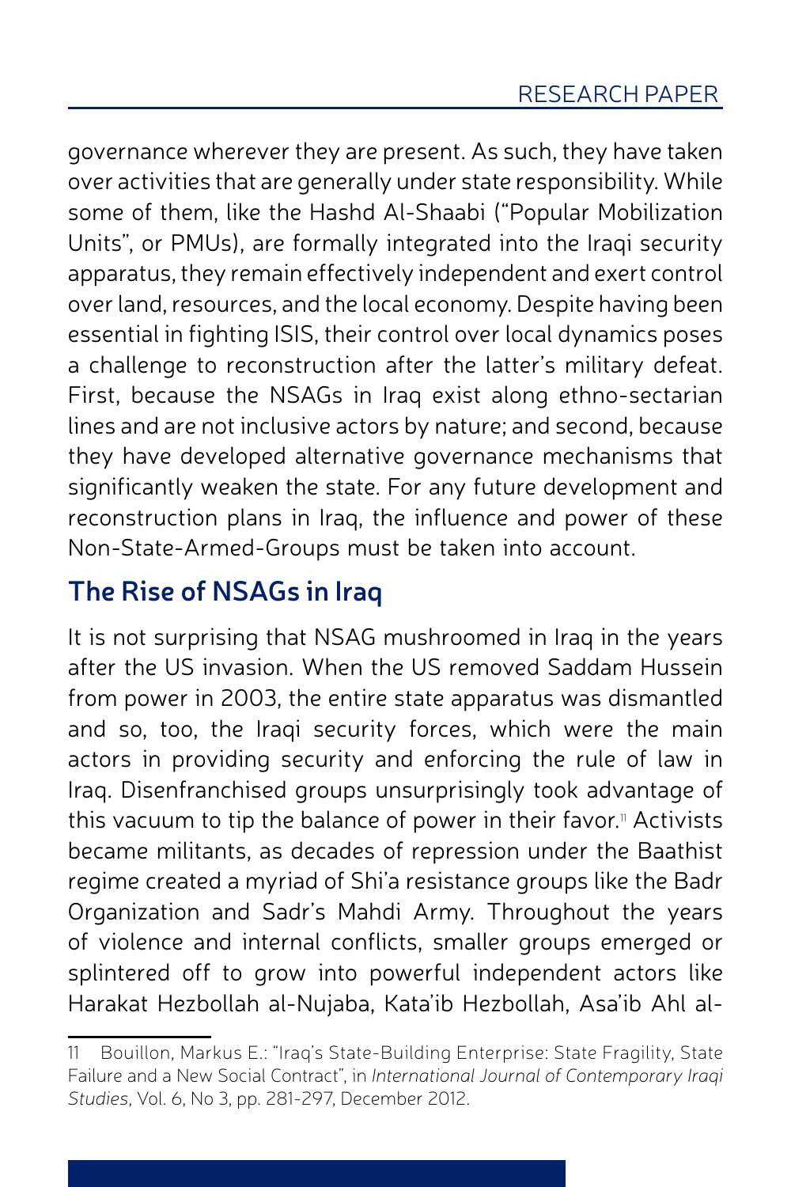governance wherever they are present. As such, they have taken over activities that are generally under state responsibility. While some of them, like the Hashd Al-Shaabi ("Popular Mobilization Units", or PMUs), are formally integrated into the Iraqi security apparatus, they remain effectively independent and exert control over land, resources, and the local economy. Despite having been essential in fighting ISIS, their control over local dynamics poses a challenge to reconstruction after the latter's military defeat. First, because the NSAGs in Iraq exist along ethno-sectarian lines and are not inclusive actors by nature; and second, because they have developed alternative governance mechanisms that significantly weaken the state. For any future development and reconstruction plans in Iraq, the influence and power of these Non-State-Armed-Groups must be taken into account.

## The Rise of NSAGs in Iraq

It is not surprising that NSAG mushroomed in Iraq in the years after the US invasion. When the US removed Saddam Hussein from power in 2003, the entire state apparatus was dismantled and so, too, the Iraqi security forces, which were the main actors in providing security and enforcing the rule of law in Iraq. Disenfranchised groups unsurprisingly took advantage of this vacuum to tip the balance of power in their favor.[11] Activists became militants, as decades of repression under the Baathist regime created a myriad of Shi'a resistance groups like the Badr Organization and Sadr's Mahdi Army. Throughout the years of violence and internal conflicts, smaller groups emerged or splintered off to grow into powerful independent actors like Harakat Hezbollah al-Nujaba, Kata'ib Hezbollah, Asa'ib Ahl al-

---

11 Bouillon, Markus E.: "Iraq's State-Building Enterprise: State Fragility, State Failure and a New Social Contract", in *International Journal of Contemporary Iraqi Studies*, Vol. 6, No 3, pp. 281-297, December 2012.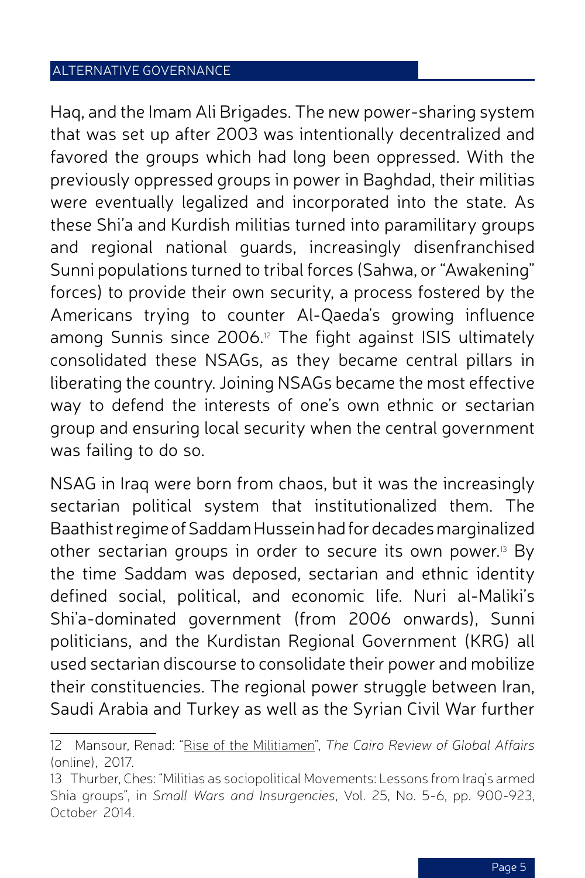Haq, and the Imam Ali Brigades. The new power-sharing system that was set up after 2003 was intentionally decentralized and favored the groups which had long been oppressed. With the previously oppressed groups in power in Baghdad, their militias were eventually legalized and incorporated into the state. As these Shi'a and Kurdish militias turned into paramilitary groups and regional national guards, increasingly disenfranchised Sunni populations turned to tribal forces (Sahwa, or "Awakening" forces) to provide their own security, a process fostered by the Americans trying to counter Al-Qaeda's growing influence among Sunnis since 2006.[12] The fight against ISIS ultimately consolidated these NSAGs, as they became central pillars in liberating the country. Joining NSAGs became the most effective way to defend the interests of one's own ethnic or sectarian group and ensuring local security when the central government was failing to do so.

NSAG in Iraq were born from chaos, but it was the increasingly sectarian political system that institutionalized them. The Baathist regime of Saddam Hussein had for decades marginalized other sectarian groups in order to secure its own power.[13] By the time Saddam was deposed, sectarian and ethnic identity defined social, political, and economic life. Nuri al-Maliki's Shi'a-dominated government (from 2006 onwards), Sunni politicians, and the Kurdistan Regional Government (KRG) all used sectarian discourse to consolidate their power and mobilize their constituencies. The regional power struggle between Iran, Saudi Arabia and Turkey as well as the Syrian Civil War further

---

12 Mansour, Renad: "Rise of the Militiamen", *The Cairo Review of Global Affairs* (online), 2017.

13 Thurber, Ches: "Militias as sociopolitical Movements: Lessons from Iraq's armed Shia groups", in *Small Wars and Insurgencies*, Vol. 25, No. 5-6, pp. 900-923, October 2014.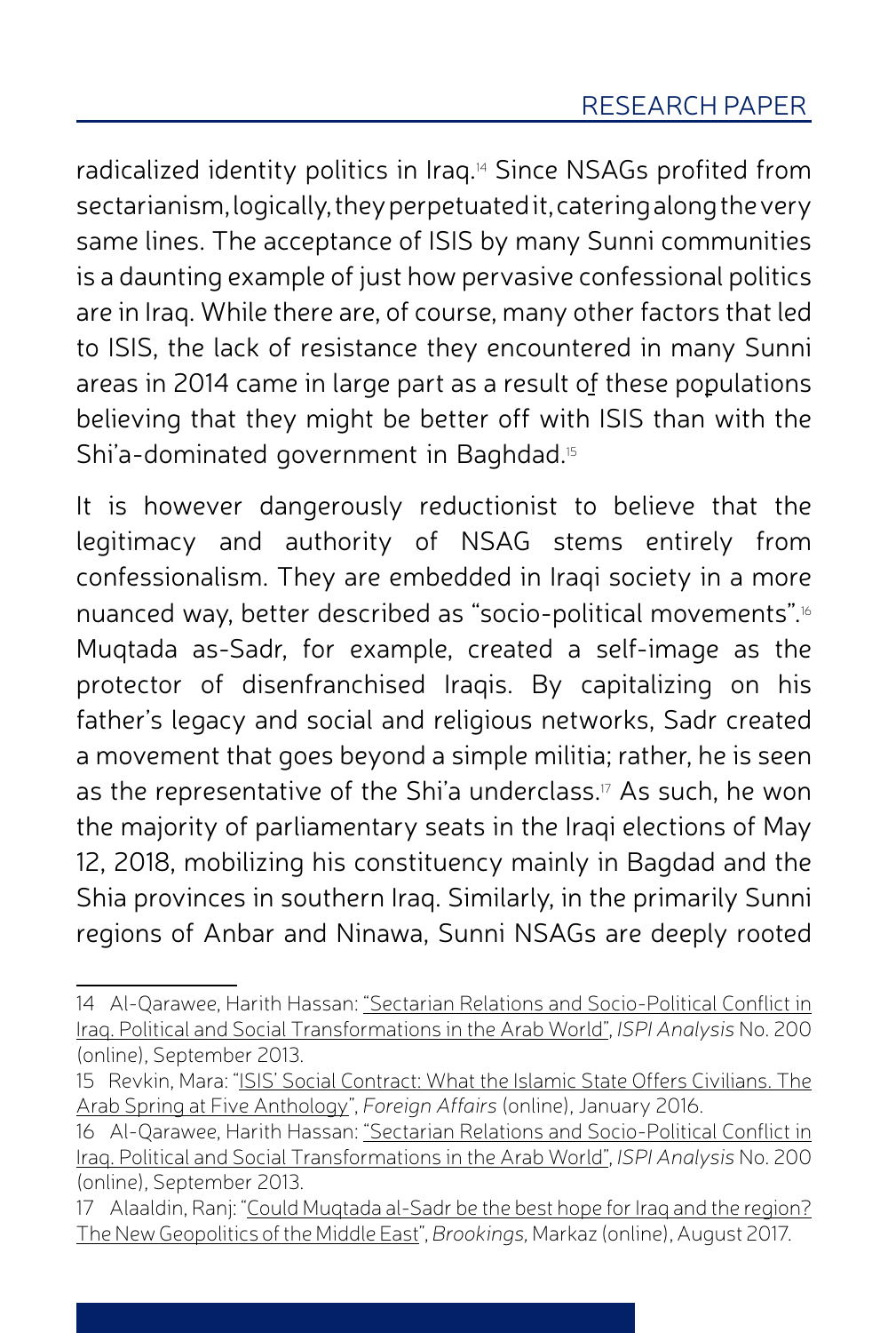radicalized identity politics in Iraq.[14] Since NSAGs profited from sectarianism, logically, they perpetuated it, catering along the very same lines. The acceptance of ISIS by many Sunni communities is a daunting example of just how pervasive confessional politics are in Iraq. While there are, of course, many other factors that led to ISIS, the lack of resistance they encountered in many Sunni areas in 2014 came in large part as a result of these populations believing that they might be better off with ISIS than with the Shi'a-dominated government in Baghdad.[15]

It is however dangerously reductionist to believe that the legitimacy and authority of NSAG stems entirely from confessionalism. They are embedded in Iraqi society in a more nuanced way, better described as "socio-political movements".[16] Muqtada as-Sadr, for example, created a self-image as the protector of disenfranchised Iraqis. By capitalizing on his father's legacy and social and religious networks, Sadr created a movement that goes beyond a simple militia; rather, he is seen as the representative of the Shi'a underclass.[17] As such, he won the majority of parliamentary seats in the Iraqi elections of May 12, 2018, mobilizing his constituency mainly in Bagdad and the Shia provinces in southern Iraq. Similarly, in the primarily Sunni regions of Anbar and Ninawa, Sunni NSAGs are deeply rooted

---

14 Al-Qarawee, Harith Hassan: "Sectarian Relations and Socio-Political Conflict in Iraq. Political and Social Transformations in the Arab World", *ISPI Analysis* No. 200 (online), September 2013.

15 Revkin, Mara: "ISIS' Social Contract: What the Islamic State Offers Civilians. The Arab Spring at Five Anthology", *Foreign Affairs* (online), January 2016.

16 Al-Qarawee, Harith Hassan: "Sectarian Relations and Socio-Political Conflict in Iraq. Political and Social Transformations in the Arab World", *ISPI Analysis* No. 200 (online), September 2013.

17 Alaaldin, Ranj: "Could Muqtada al-Sadr be the best hope for Iraq and the region? The New Geopolitics of the Middle East", *Brookings,* Markaz (online), August 2017.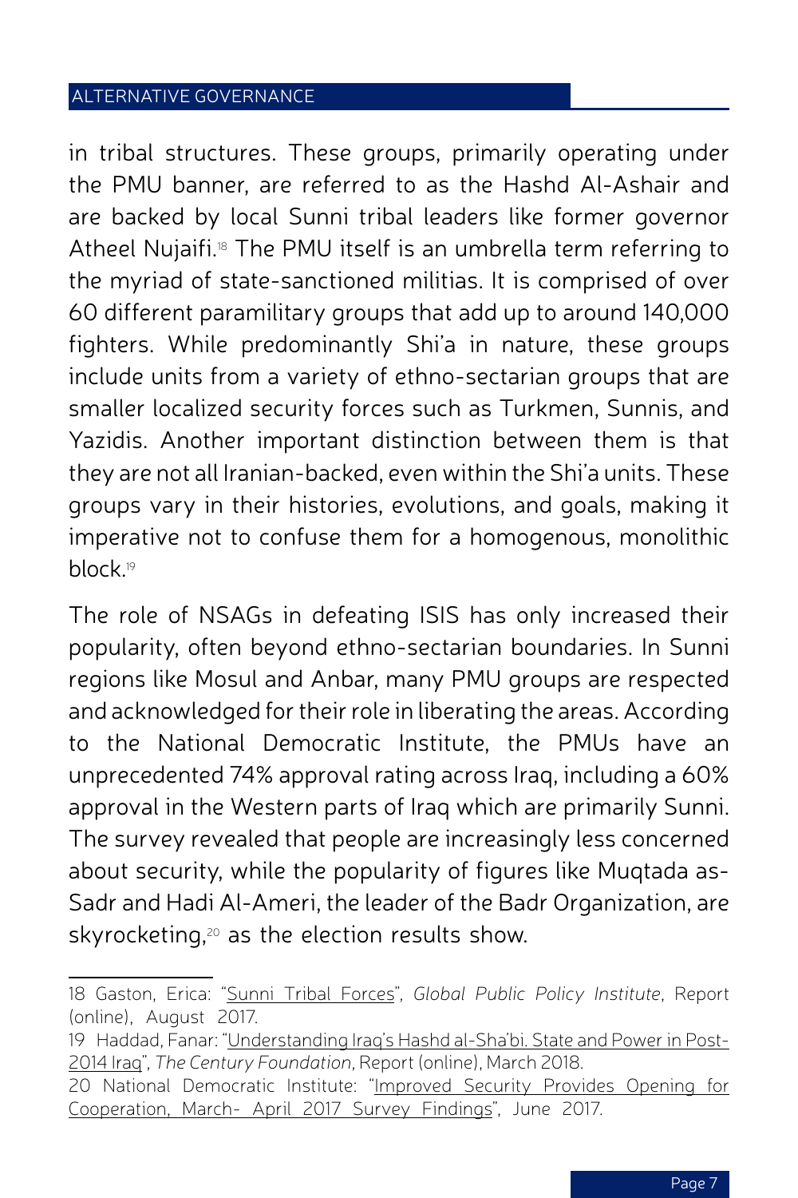in tribal structures. These groups, primarily operating under the PMU banner, are referred to as the Hashd Al-Ashair and are backed by local Sunni tribal leaders like former governor Atheel Nujaifi.[18] The PMU itself is an umbrella term referring to the myriad of state-sanctioned militias. It is comprised of over 60 different paramilitary groups that add up to around 140,000 fighters. While predominantly Shi'a in nature, these groups include units from a variety of ethno-sectarian groups that are smaller localized security forces such as Turkmen, Sunnis, and Yazidis. Another important distinction between them is that they are not all Iranian-backed, even within the Shi'a units. These groups vary in their histories, evolutions, and goals, making it imperative not to confuse them for a homogenous, monolithic block.[19]

The role of NSAGs in defeating ISIS has only increased their popularity, often beyond ethno-sectarian boundaries. In Sunni regions like Mosul and Anbar, many PMU groups are respected and acknowledged for their role in liberating the areas. According to the National Democratic Institute, the PMUs have an unprecedented 74% approval rating across Iraq, including a 60% approval in the Western parts of Iraq which are primarily Sunni. The survey revealed that people are increasingly less concerned about security, while the popularity of figures like Muqtada as-Sadr and Hadi Al-Ameri, the leader of the Badr Organization, are skyrocketing,[20] as the election results show.

---

18 Gaston, Erica: "Sunni Tribal Forces", *Global Public Policy Institute*, Report (online), August 2017.

19 Haddad, Fanar: "Understanding Iraq's Hashd al-Sha'bi. State and Power in Post-2014 Iraq", *The Century Foundation*, Report (online), March 2018.

20 National Democratic Institute: "Improved Security Provides Opening for Cooperation, March- April 2017 Survey Findings", June 2017.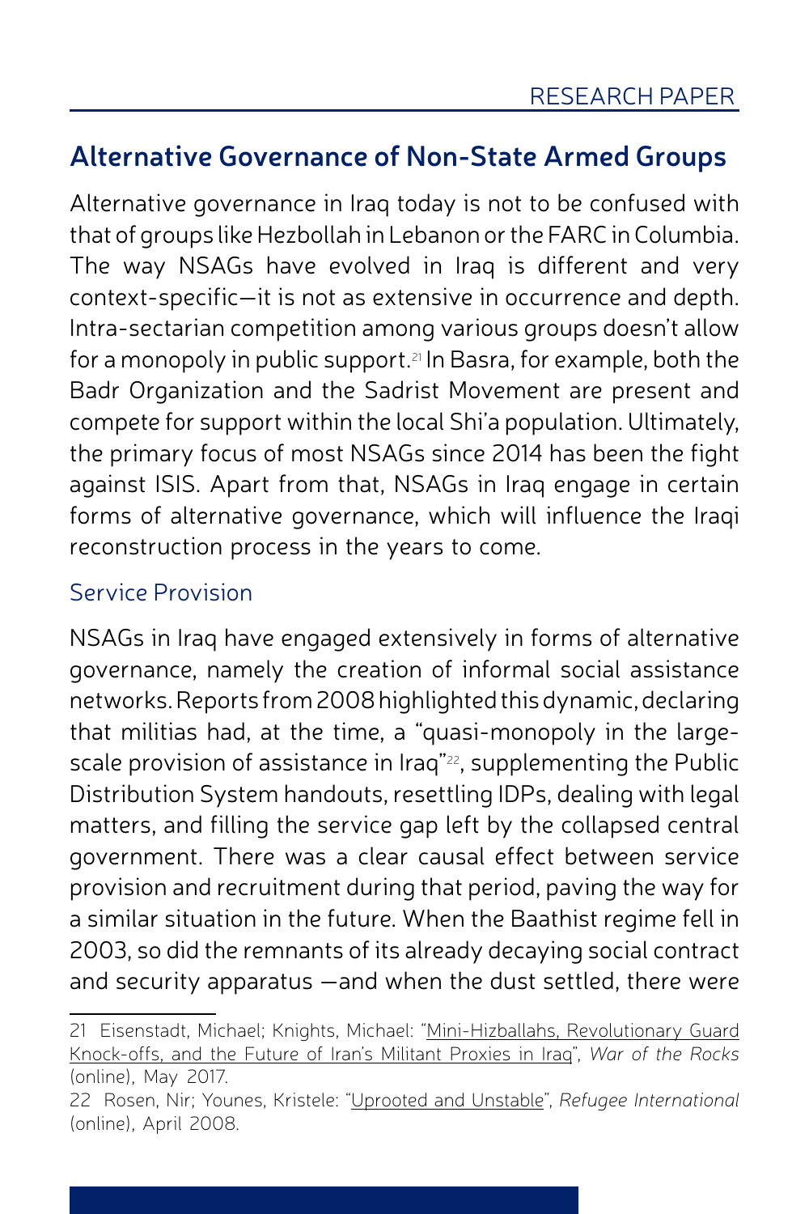## Alternative Governance of Non-State Armed Groups

Alternative governance in Iraq today is not to be confused with that of groups like Hezbollah in Lebanon or the FARC in Columbia. The way NSAGs have evolved in Iraq is different and very context-specific—it is not as extensive in occurrence and depth. Intra-sectarian competition among various groups doesn't allow for a monopoly in public support.[21] In Basra, for example, both the Badr Organization and the Sadrist Movement are present and compete for support within the local Shi'a population. Ultimately, the primary focus of most NSAGs since 2014 has been the fight against ISIS. Apart from that, NSAGs in Iraq engage in certain forms of alternative governance, which will influence the Iraqi reconstruction process in the years to come.

### Service Provision

NSAGs in Iraq have engaged extensively in forms of alternative governance, namely the creation of informal social assistance networks. Reports from 2008 highlighted this dynamic, declaring that militias had, at the time, a "quasi-monopoly in the large-scale provision of assistance in Iraq"[22], supplementing the Public Distribution System handouts, resettling IDPs, dealing with legal matters, and filling the service gap left by the collapsed central government. There was a clear causal effect between service provision and recruitment during that period, paving the way for a similar situation in the future. When the Baathist regime fell in 2003, so did the remnants of its already decaying social contract and security apparatus —and when the dust settled, there were

---

21 Eisenstadt, Michael; Knights, Michael: "Mini-Hizballahs, Revolutionary Guard Knock-offs, and the Future of Iran's Militant Proxies in Iraq", *War of the Rocks* (online), May 2017.

22 Rosen, Nir; Younes, Kristele: "Uprooted and Unstable", *Refugee International* (online), April 2008.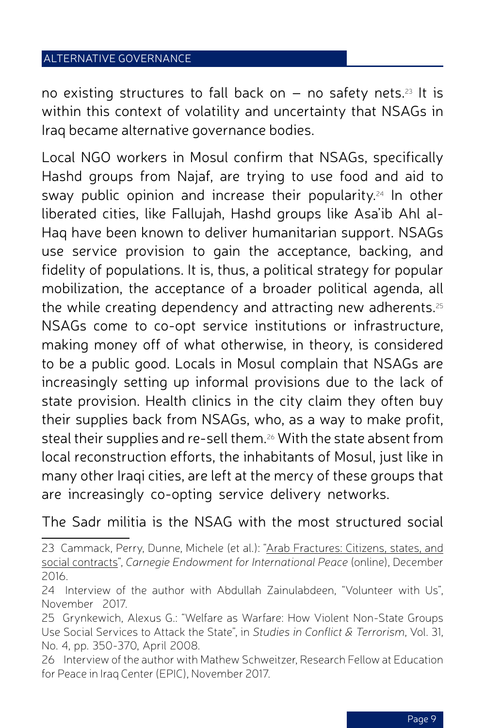no existing structures to fall back on – no safety nets.[23] It is within this context of volatility and uncertainty that NSAGs in Iraq became alternative governance bodies.

Local NGO workers in Mosul confirm that NSAGs, specifically Hashd groups from Najaf, are trying to use food and aid to sway public opinion and increase their popularity.[24] In other liberated cities, like Fallujah, Hashd groups like Asa'ib Ahl al-Haq have been known to deliver humanitarian support. NSAGs use service provision to gain the acceptance, backing, and fidelity of populations. It is, thus, a political strategy for popular mobilization, the acceptance of a broader political agenda, all the while creating dependency and attracting new adherents.[25] NSAGs come to co-opt service institutions or infrastructure, making money off of what otherwise, in theory, is considered to be a public good. Locals in Mosul complain that NSAGs are increasingly setting up informal provisions due to the lack of state provision. Health clinics in the city claim they often buy their supplies back from NSAGs, who, as a way to make profit, steal their supplies and re-sell them.[26] With the state absent from local reconstruction efforts, the inhabitants of Mosul, just like in many other Iraqi cities, are left at the mercy of these groups that are increasingly co-opting service delivery networks.

The Sadr militia is the NSAG with the most structured social

---

23 Cammack, Perry, Dunne, Michele (et al.): "Arab Fractures: Citizens, states, and social contracts", *Carnegie Endowment for International Peace* (online), December 2016.

24 Interview of the author with Abdullah Zainulabdeen, "Volunteer with Us", November 2017.

25 Grynkewich, Alexus G.: "Welfare as Warfare: How Violent Non-State Groups Use Social Services to Attack the State", in *Studies in Conflict & Terrorism*, Vol. 31, No. 4, pp. 350-370, April 2008.

26 Interview of the author with Mathew Schweitzer, Research Fellow at Education for Peace in Iraq Center (EPIC), November 2017.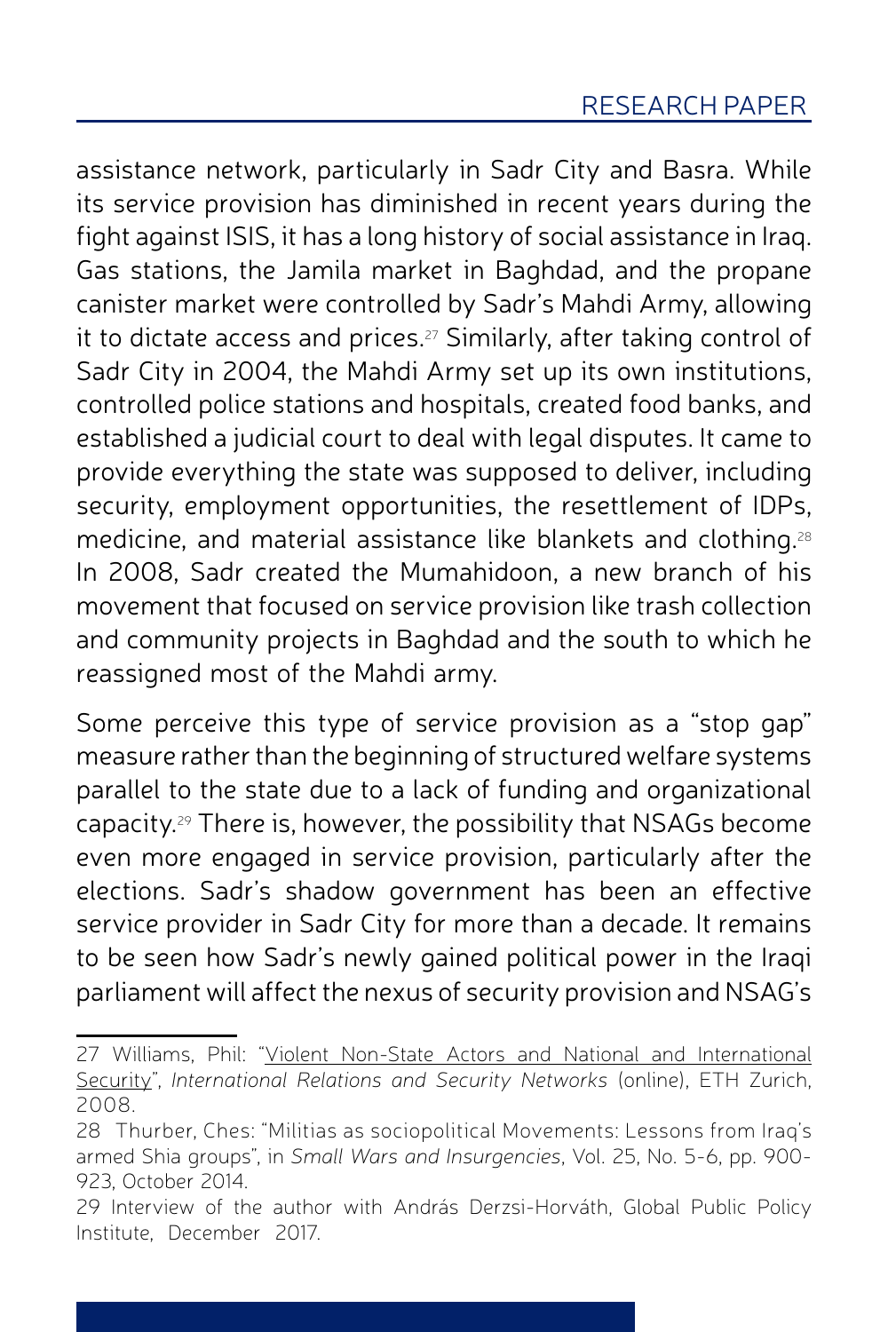assistance network, particularly in Sadr City and Basra. While its service provision has diminished in recent years during the fight against ISIS, it has a long history of social assistance in Iraq. Gas stations, the Jamila market in Baghdad, and the propane canister market were controlled by Sadr's Mahdi Army, allowing it to dictate access and prices.[27] Similarly, after taking control of Sadr City in 2004, the Mahdi Army set up its own institutions, controlled police stations and hospitals, created food banks, and established a judicial court to deal with legal disputes. It came to provide everything the state was supposed to deliver, including security, employment opportunities, the resettlement of IDPs, medicine, and material assistance like blankets and clothing.[28] In 2008, Sadr created the Mumahidoon, a new branch of his movement that focused on service provision like trash collection and community projects in Baghdad and the south to which he reassigned most of the Mahdi army.

Some perceive this type of service provision as a "stop gap" measure rather than the beginning of structured welfare systems parallel to the state due to a lack of funding and organizational capacity.[29] There is, however, the possibility that NSAGs become even more engaged in service provision, particularly after the elections. Sadr's shadow government has been an effective service provider in Sadr City for more than a decade. It remains to be seen how Sadr's newly gained political power in the Iraqi parliament will affect the nexus of security provision and NSAG's

---

27 Williams, Phil: "Violent Non-State Actors and National and International Security", *International Relations and Security Networks* (online), ETH Zurich, 2008.

28 Thurber, Ches: "Militias as sociopolitical Movements: Lessons from Iraq's armed Shia groups", in *Small Wars and Insurgencies*, Vol. 25, No. 5-6, pp. 900-923, October 2014.

29 Interview of the author with András Derzsi-Horváth, Global Public Policy Institute, December 2017.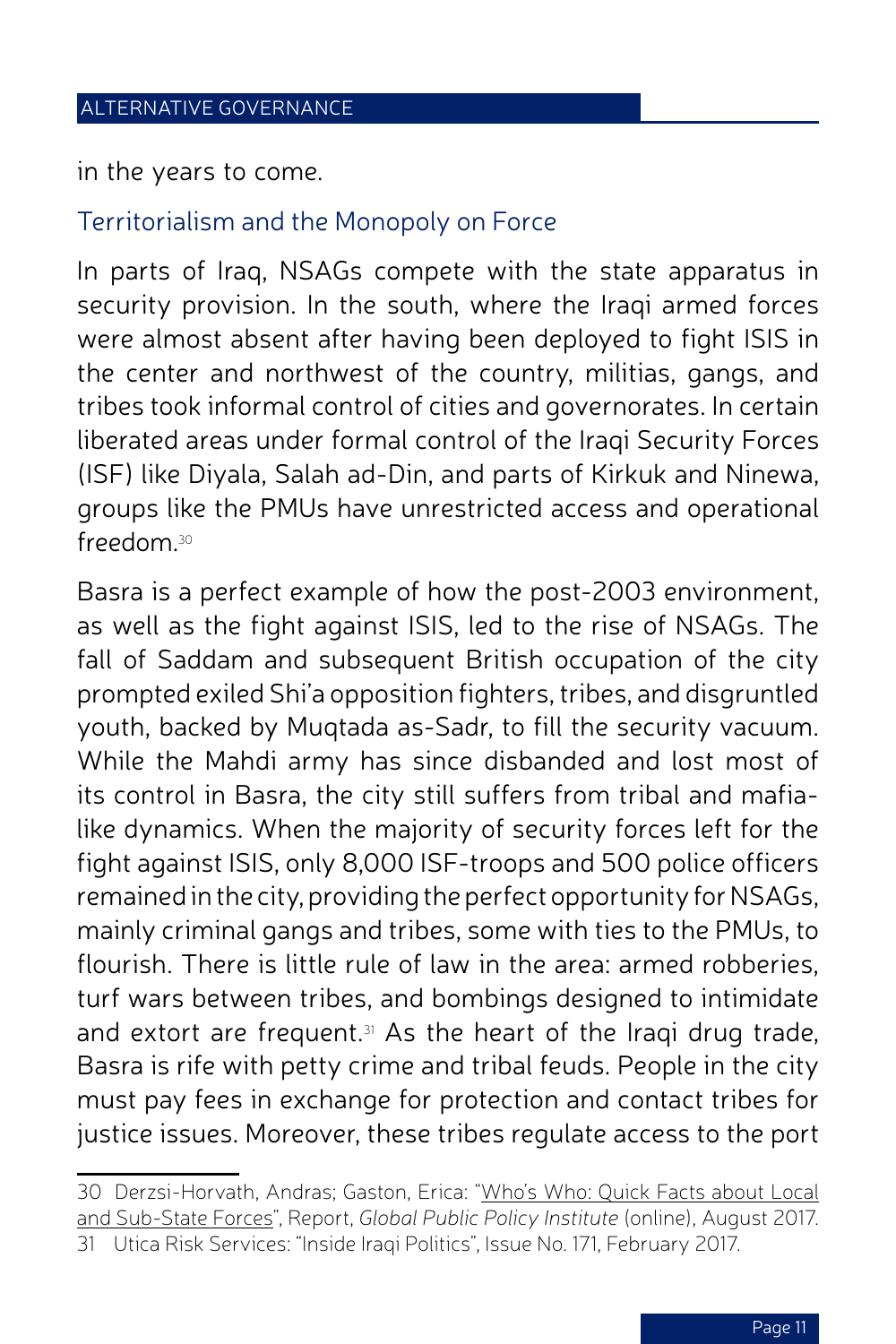in the years to come.

## Territorialism and the Monopoly on Force

In parts of Iraq, NSAGs compete with the state apparatus in security provision. In the south, where the Iraqi armed forces were almost absent after having been deployed to fight ISIS in the center and northwest of the country, militias, gangs, and tribes took informal control of cities and governorates. In certain liberated areas under formal control of the Iraqi Security Forces (ISF) like Diyala, Salah ad-Din, and parts of Kirkuk and Ninewa, groups like the PMUs have unrestricted access and operational freedom.[30]

Basra is a perfect example of how the post-2003 environment, as well as the fight against ISIS, led to the rise of NSAGs. The fall of Saddam and subsequent British occupation of the city prompted exiled Shi'a opposition fighters, tribes, and disgruntled youth, backed by Muqtada as-Sadr, to fill the security vacuum. While the Mahdi army has since disbanded and lost most of its control in Basra, the city still suffers from tribal and mafia-like dynamics. When the majority of security forces left for the fight against ISIS, only 8,000 ISF-troops and 500 police officers remained in the city, providing the perfect opportunity for NSAGs, mainly criminal gangs and tribes, some with ties to the PMUs, to flourish. There is little rule of law in the area: armed robberies, turf wars between tribes, and bombings designed to intimidate and extort are frequent.[31] As the heart of the Iraqi drug trade, Basra is rife with petty crime and tribal feuds. People in the city must pay fees in exchange for protection and contact tribes for justice issues. Moreover, these tribes regulate access to the port

---

30 Derzsi-Horvath, Andras; Gaston, Erica: "Who's Who: Quick Facts about Local and Sub-State Forces", Report, *Global Public Policy Institute* (online), August 2017.

31 Utica Risk Services: "Inside Iraqi Politics", Issue No. 171, February 2017.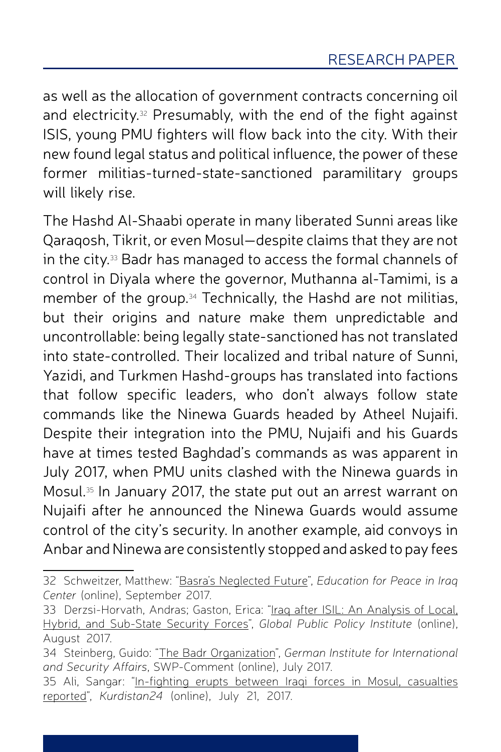as well as the allocation of government contracts concerning oil and electricity.[32] Presumably, with the end of the fight against ISIS, young PMU fighters will flow back into the city. With their new found legal status and political influence, the power of these former militias-turned-state-sanctioned paramilitary groups will likely rise.

The Hashd Al-Shaabi operate in many liberated Sunni areas like Qaraqosh, Tikrit, or even Mosul—despite claims that they are not in the city.[33] Badr has managed to access the formal channels of control in Diyala where the governor, Muthanna al-Tamimi, is a member of the group.[34] Technically, the Hashd are not militias, but their origins and nature make them unpredictable and uncontrollable: being legally state-sanctioned has not translated into state-controlled. Their localized and tribal nature of Sunni, Yazidi, and Turkmen Hashd-groups has translated into factions that follow specific leaders, who don't always follow state commands like the Ninewa Guards headed by Atheel Nujaifi. Despite their integration into the PMU, Nujaifi and his Guards have at times tested Baghdad's commands as was apparent in July 2017, when PMU units clashed with the Ninewa guards in Mosul.[35] In January 2017, the state put out an arrest warrant on Nujaifi after he announced the Ninewa Guards would assume control of the city's security. In another example, aid convoys in Anbar and Ninewa are consistently stopped and asked to pay fees

---

32 Schweitzer, Matthew: "Basra's Neglected Future", *Education for Peace in Iraq Center* (online), September 2017.

33 Derzsi-Horvath, Andras; Gaston, Erica: "Iraq after ISIL: An Analysis of Local, Hybrid, and Sub-State Security Forces", *Global Public Policy Institute* (online), August 2017.

34 Steinberg, Guido: "The Badr Organization", *German Institute for International and Security Affairs*, SWP-Comment (online), July 2017.

35 Ali, Sangar: "In-fighting erupts between Iraqi forces in Mosul, casualties reported", *Kurdistan24* (online), July 21, 2017.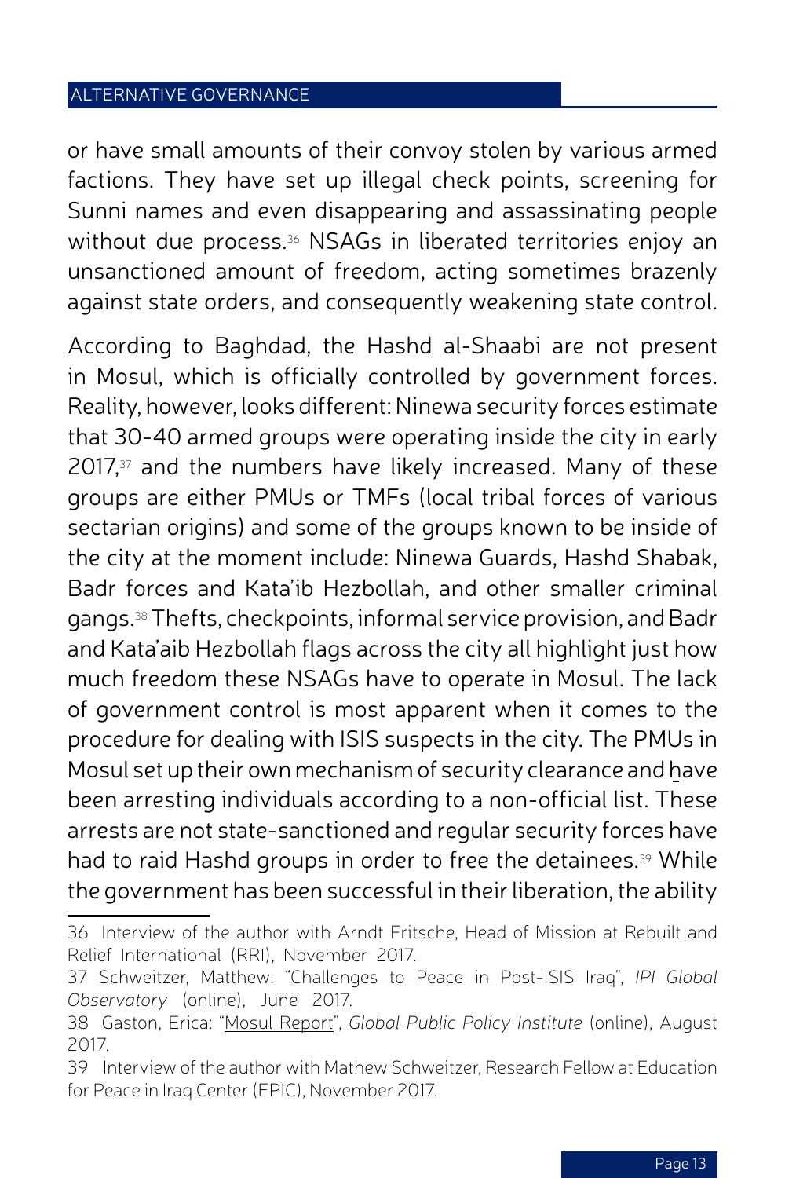or have small amounts of their convoy stolen by various armed factions. They have set up illegal check points, screening for Sunni names and even disappearing and assassinating people without due process.[36] NSAGs in liberated territories enjoy an unsanctioned amount of freedom, acting sometimes brazenly against state orders, and consequently weakening state control.

According to Baghdad, the Hashd al-Shaabi are not present in Mosul, which is officially controlled by government forces. Reality, however, looks different: Ninewa security forces estimate that 30-40 armed groups were operating inside the city in early 2017,[37] and the numbers have likely increased. Many of these groups are either PMUs or TMFs (local tribal forces of various sectarian origins) and some of the groups known to be inside of the city at the moment include: Ninewa Guards, Hashd Shabak, Badr forces and Kata'ib Hezbollah, and other smaller criminal gangs.[38] Thefts, checkpoints, informal service provision, and Badr and Kata'aib Hezbollah flags across the city all highlight just how much freedom these NSAGs have to operate in Mosul. The lack of government control is most apparent when it comes to the procedure for dealing with ISIS suspects in the city. The PMUs in Mosul set up their own mechanism of security clearance and have been arresting individuals according to a non-official list. These arrests are not state-sanctioned and regular security forces have had to raid Hashd groups in order to free the detainees.[39] While the government has been successful in their liberation, the ability

---

36 Interview of the author with Arndt Fritsche, Head of Mission at Rebuilt and Relief International (RRI), November 2017.

37 Schweitzer, Matthew: "Challenges to Peace in Post-ISIS Iraq", *IPI Global Observatory* (online), June 2017.

38 Gaston, Erica: "Mosul Report", *Global Public Policy Institute* (online), August 2017.

39 Interview of the author with Mathew Schweitzer, Research Fellow at Education for Peace in Iraq Center (EPIC), November 2017.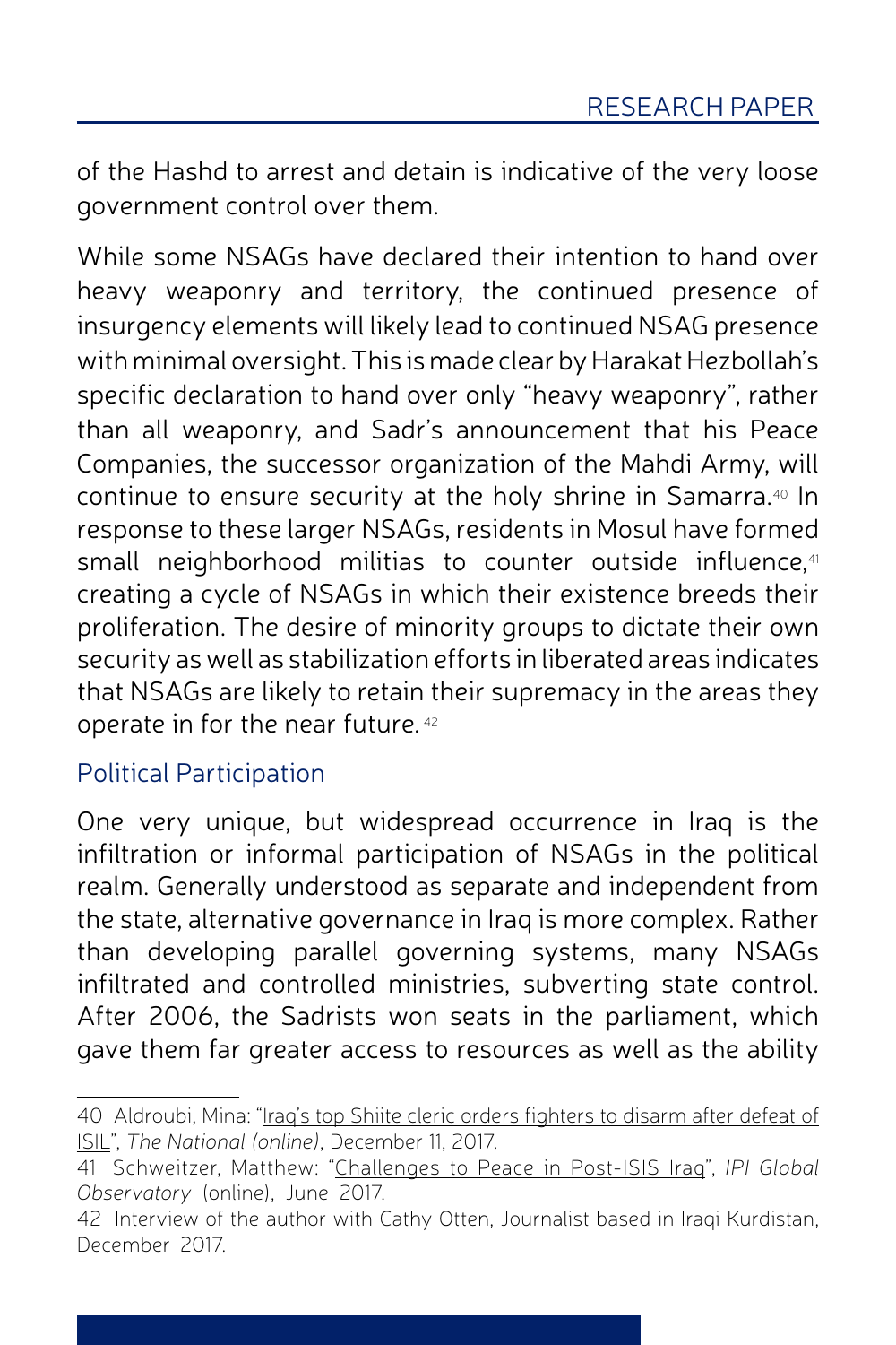of the Hashd to arrest and detain is indicative of the very loose government control over them.

While some NSAGs have declared their intention to hand over heavy weaponry and territory, the continued presence of insurgency elements will likely lead to continued NSAG presence with minimal oversight. This is made clear by Harakat Hezbollah's specific declaration to hand over only "heavy weaponry", rather than all weaponry, and Sadr's announcement that his Peace Companies, the successor organization of the Mahdi Army, will continue to ensure security at the holy shrine in Samarra.[40] In response to these larger NSAGs, residents in Mosul have formed small neighborhood militias to counter outside influence,[41] creating a cycle of NSAGs in which their existence breeds their proliferation. The desire of minority groups to dictate their own security as well as stabilization efforts in liberated areas indicates that NSAGs are likely to retain their supremacy in the areas they operate in for the near future.[42]

## Political Participation

One very unique, but widespread occurrence in Iraq is the infiltration or informal participation of NSAGs in the political realm. Generally understood as separate and independent from the state, alternative governance in Iraq is more complex. Rather than developing parallel governing systems, many NSAGs infiltrated and controlled ministries, subverting state control. After 2006, the Sadrists won seats in the parliament, which gave them far greater access to resources as well as the ability

---

40 Aldroubi, Mina: "Iraq's top Shiite cleric orders fighters to disarm after defeat of ISIL", *The National (online)*, December 11, 2017.

41 Schweitzer, Matthew: "Challenges to Peace in Post-ISIS Iraq", *IPI Global Observatory* (online), June 2017.

42 Interview of the author with Cathy Otten, Journalist based in Iraqi Kurdistan, December 2017.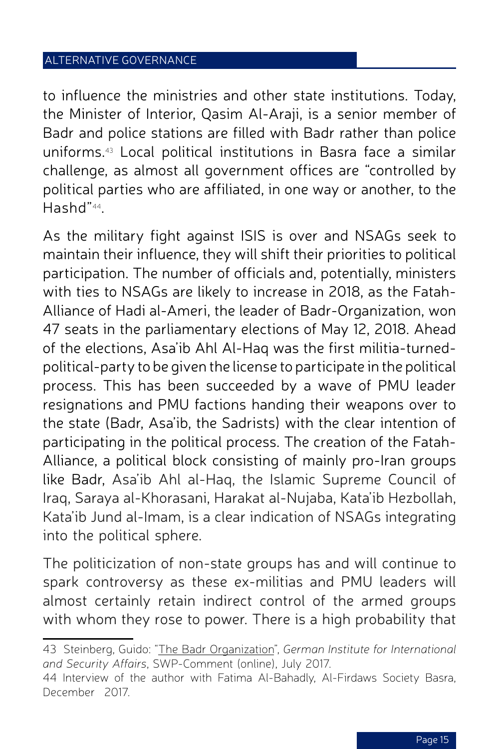to influence the ministries and other state institutions. Today, the Minister of Interior, Qasim Al-Araji, is a senior member of Badr and police stations are filled with Badr rather than police uniforms.[43] Local political institutions in Basra face a similar challenge, as almost all government offices are "controlled by political parties who are affiliated, in one way or another, to the Hashd"[44].

As the military fight against ISIS is over and NSAGs seek to maintain their influence, they will shift their priorities to political participation. The number of officials and, potentially, ministers with ties to NSAGs are likely to increase in 2018, as the Fatah-Alliance of Hadi al-Ameri, the leader of Badr-Organization, won 47 seats in the parliamentary elections of May 12, 2018. Ahead of the elections, Asa'ib Ahl Al-Haq was the first militia-turned-political-party to be given the license to participate in the political process. This has been succeeded by a wave of PMU leader resignations and PMU factions handing their weapons over to the state (Badr, Asa'ib, the Sadrists) with the clear intention of participating in the political process. The creation of the Fatah-Alliance, a political block consisting of mainly pro-Iran groups like Badr, Asa'ib Ahl al-Haq, the Islamic Supreme Council of Iraq, Saraya al-Khorasani, Harakat al-Nujaba, Kata'ib Hezbollah, Kata'ib Jund al-Imam, is a clear indication of NSAGs integrating into the political sphere.

The politicization of non-state groups has and will continue to spark controversy as these ex-militias and PMU leaders will almost certainly retain indirect control of the armed groups with whom they rose to power. There is a high probability that

---

43 Steinberg, Guido: "The Badr Organization", *German Institute for International and Security Affairs*, SWP-Comment (online), July 2017.

44 Interview of the author with Fatima Al-Bahadly, Al-Firdaws Society Basra, December 2017.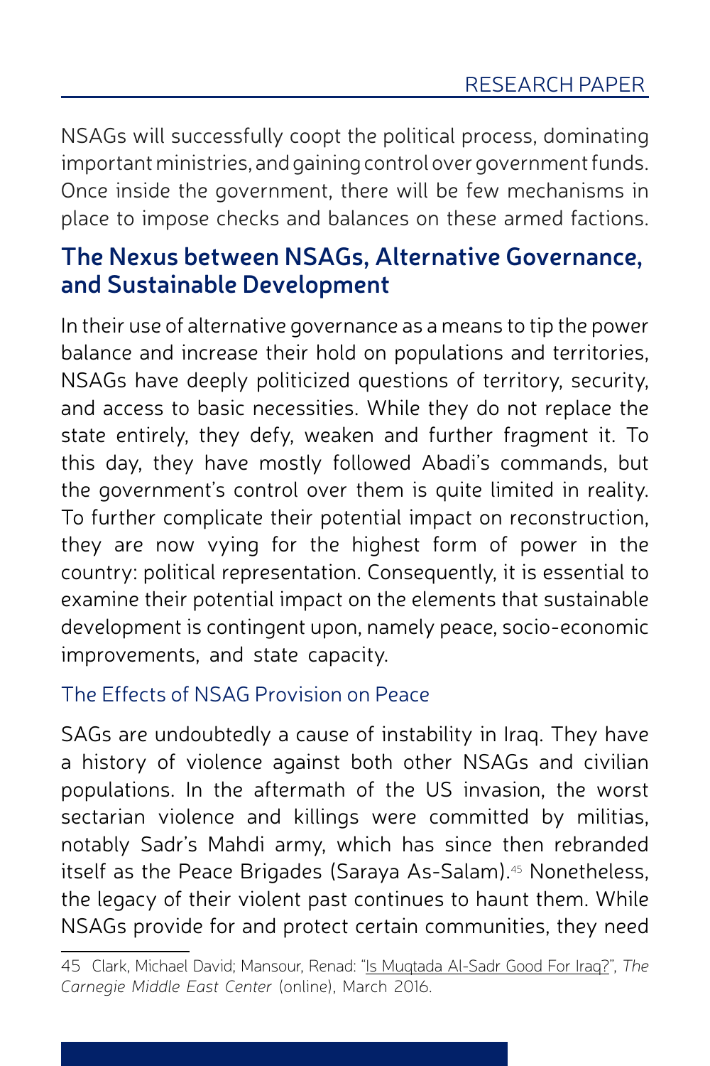NSAGs will successfully coopt the political process, dominating important ministries, and gaining control over government funds. Once inside the government, there will be few mechanisms in place to impose checks and balances on these armed factions.

## The Nexus between NSAGs, Alternative Governance, and Sustainable Development

In their use of alternative governance as a means to tip the power balance and increase their hold on populations and territories, NSAGs have deeply politicized questions of territory, security, and access to basic necessities. While they do not replace the state entirely, they defy, weaken and further fragment it. To this day, they have mostly followed Abadi's commands, but the government's control over them is quite limited in reality. To further complicate their potential impact on reconstruction, they are now vying for the highest form of power in the country: political representation. Consequently, it is essential to examine their potential impact on the elements that sustainable development is contingent upon, namely peace, socio-economic improvements, and state capacity.

### The Effects of NSAG Provision on Peace

SAGs are undoubtedly a cause of instability in Iraq. They have a history of violence against both other NSAGs and civilian populations. In the aftermath of the US invasion, the worst sectarian violence and killings were committed by militias, notably Sadr's Mahdi army, which has since then rebranded itself as the Peace Brigades (Saraya As-Salam).[45] Nonetheless, the legacy of their violent past continues to haunt them. While NSAGs provide for and protect certain communities, they need

---

45 Clark, Michael David; Mansour, Renad: "Is Muqtada Al-Sadr Good For Iraq?", *The Carnegie Middle East Center* (online), March 2016.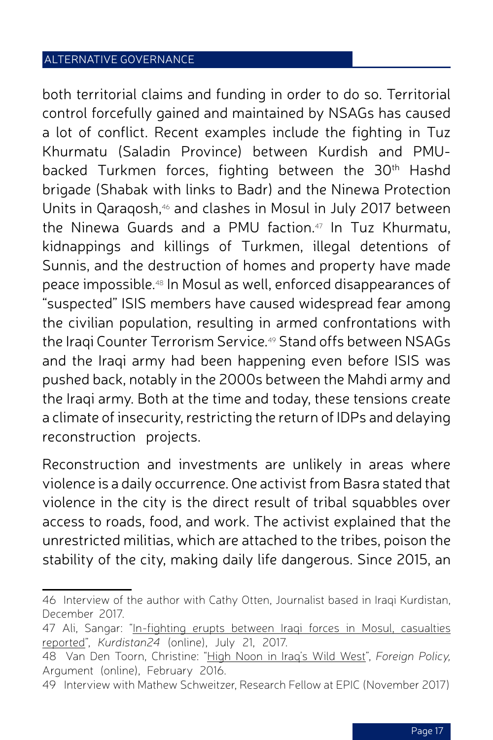both territorial claims and funding in order to do so. Territorial control forcefully gained and maintained by NSAGs has caused a lot of conflict. Recent examples include the fighting in Tuz Khurmatu (Saladin Province) between Kurdish and PMU-backed Turkmen forces, fighting between the 30th Hashd brigade (Shabak with links to Badr) and the Ninewa Protection Units in Qaraqosh,[46] and clashes in Mosul in July 2017 between the Ninewa Guards and a PMU faction.[47] In Tuz Khurmatu, kidnappings and killings of Turkmen, illegal detentions of Sunnis, and the destruction of homes and property have made peace impossible.[48] In Mosul as well, enforced disappearances of "suspected" ISIS members have caused widespread fear among the civilian population, resulting in armed confrontations with the Iraqi Counter Terrorism Service.[49] Stand offs between NSAGs and the Iraqi army had been happening even before ISIS was pushed back, notably in the 2000s between the Mahdi army and the Iraqi army. Both at the time and today, these tensions create a climate of insecurity, restricting the return of IDPs and delaying reconstruction projects.

Reconstruction and investments are unlikely in areas where violence is a daily occurrence. One activist from Basra stated that violence in the city is the direct result of tribal squabbles over access to roads, food, and work. The activist explained that the unrestricted militias, which are attached to the tribes, poison the stability of the city, making daily life dangerous. Since 2015, an

---

46 Interview of the author with Cathy Otten, Journalist based in Iraqi Kurdistan, December 2017.

47 Ali, Sangar: "In-fighting erupts between Iraqi forces in Mosul, casualties reported", *Kurdistan24* (online), July 21, 2017.

48 Van Den Toorn, Christine: "High Noon in Iraq's Wild West", *Foreign Policy*, Argument (online), February 2016.

49 Interview with Mathew Schweitzer, Research Fellow at EPIC (November 2017)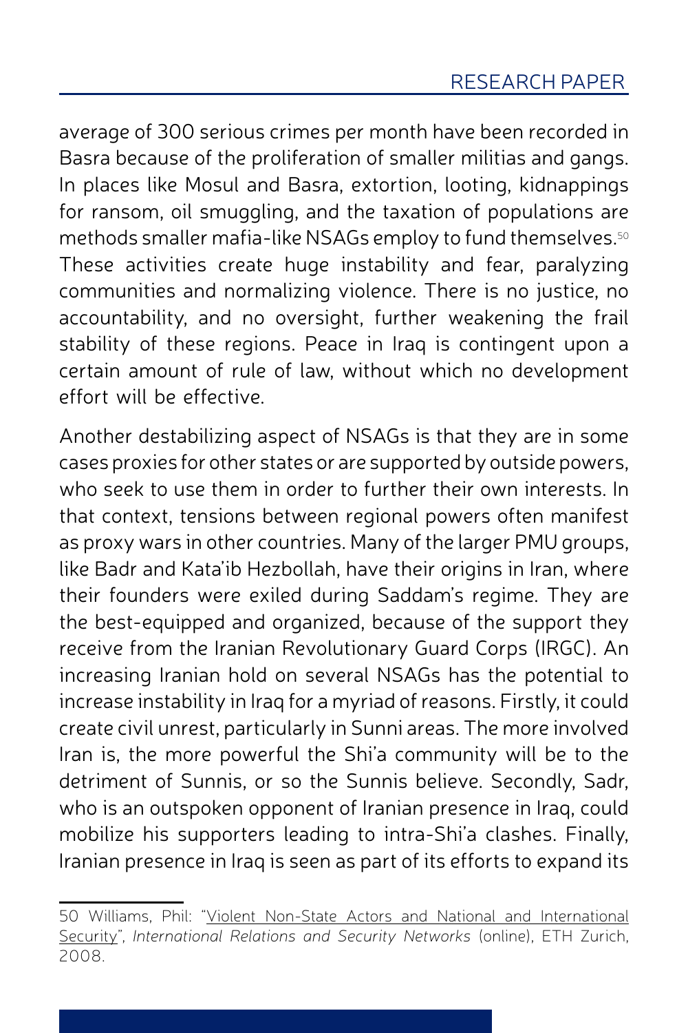average of 300 serious crimes per month have been recorded in Basra because of the proliferation of smaller militias and gangs. In places like Mosul and Basra, extortion, looting, kidnappings for ransom, oil smuggling, and the taxation of populations are methods smaller mafia-like NSAGs employ to fund themselves.[50] These activities create huge instability and fear, paralyzing communities and normalizing violence. There is no justice, no accountability, and no oversight, further weakening the frail stability of these regions. Peace in Iraq is contingent upon a certain amount of rule of law, without which no development effort will be effective.

Another destabilizing aspect of NSAGs is that they are in some cases proxies for other states or are supported by outside powers, who seek to use them in order to further their own interests. In that context, tensions between regional powers often manifest as proxy wars in other countries. Many of the larger PMU groups, like Badr and Kata'ib Hezbollah, have their origins in Iran, where their founders were exiled during Saddam's regime. They are the best-equipped and organized, because of the support they receive from the Iranian Revolutionary Guard Corps (IRGC). An increasing Iranian hold on several NSAGs has the potential to increase instability in Iraq for a myriad of reasons. Firstly, it could create civil unrest, particularly in Sunni areas. The more involved Iran is, the more powerful the Shi'a community will be to the detriment of Sunnis, or so the Sunnis believe. Secondly, Sadr, who is an outspoken opponent of Iranian presence in Iraq, could mobilize his supporters leading to intra-Shi'a clashes. Finally, Iranian presence in Iraq is seen as part of its efforts to expand its

---

50 Williams, Phil: "Violent Non-State Actors and National and International Security", *International Relations and Security Networks* (online), ETH Zurich, 2008.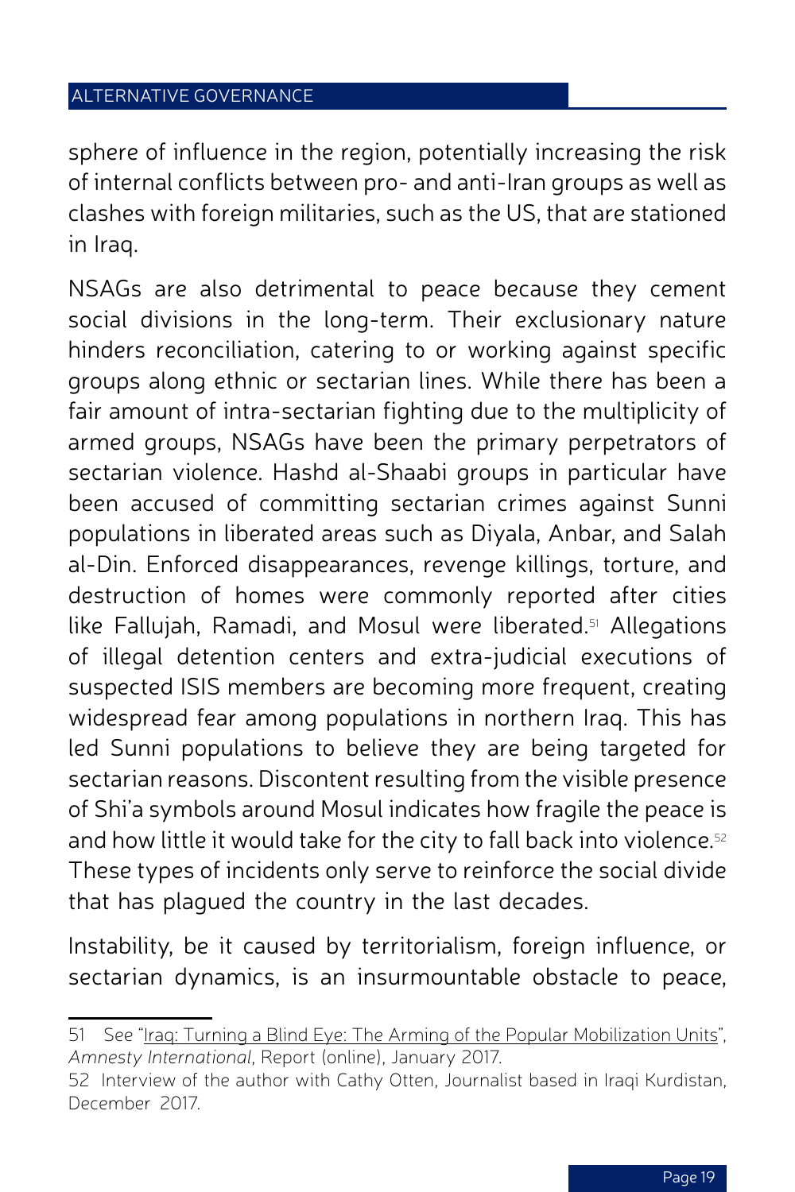sphere of influence in the region, potentially increasing the risk of internal conflicts between pro- and anti-Iran groups as well as clashes with foreign militaries, such as the US, that are stationed in Iraq.

NSAGs are also detrimental to peace because they cement social divisions in the long-term. Their exclusionary nature hinders reconciliation, catering to or working against specific groups along ethnic or sectarian lines. While there has been a fair amount of intra-sectarian fighting due to the multiplicity of armed groups, NSAGs have been the primary perpetrators of sectarian violence. Hashd al-Shaabi groups in particular have been accused of committing sectarian crimes against Sunni populations in liberated areas such as Diyala, Anbar, and Salah al-Din. Enforced disappearances, revenge killings, torture, and destruction of homes were commonly reported after cities like Fallujah, Ramadi, and Mosul were liberated.[51] Allegations of illegal detention centers and extra-judicial executions of suspected ISIS members are becoming more frequent, creating widespread fear among populations in northern Iraq. This has led Sunni populations to believe they are being targeted for sectarian reasons. Discontent resulting from the visible presence of Shi'a symbols around Mosul indicates how fragile the peace is and how little it would take for the city to fall back into violence.[52] These types of incidents only serve to reinforce the social divide that has plagued the country in the last decades.

Instability, be it caused by territorialism, foreign influence, or sectarian dynamics, is an insurmountable obstacle to peace,

---

51 See "Iraq: Turning a Blind Eye: The Arming of the Popular Mobilization Units", *Amnesty International*, Report (online), January 2017.

52 Interview of the author with Cathy Otten, Journalist based in Iraqi Kurdistan, December 2017.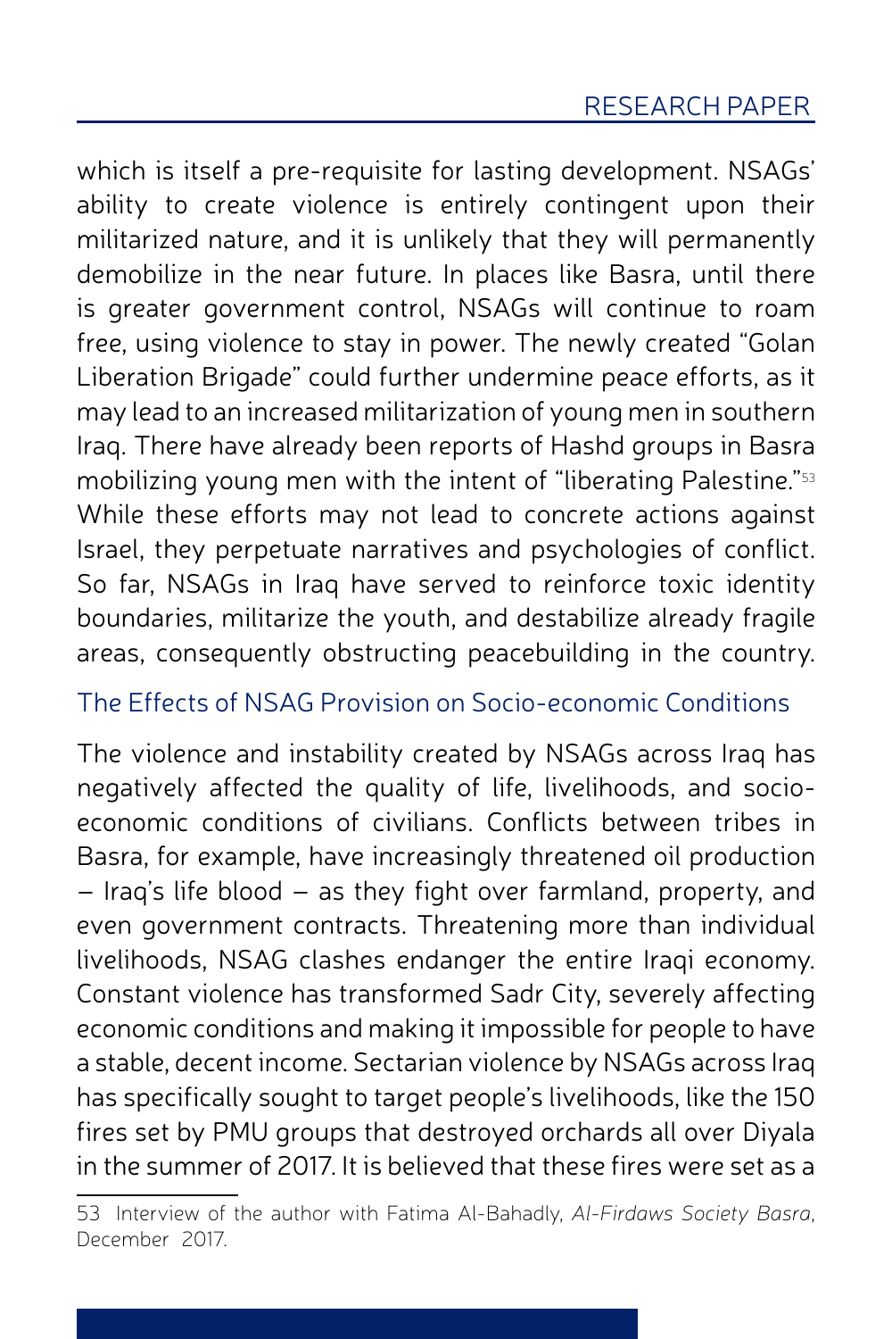which is itself a pre-requisite for lasting development. NSAGs' ability to create violence is entirely contingent upon their militarized nature, and it is unlikely that they will permanently demobilize in the near future. In places like Basra, until there is greater government control, NSAGs will continue to roam free, using violence to stay in power. The newly created "Golan Liberation Brigade" could further undermine peace efforts, as it may lead to an increased militarization of young men in southern Iraq. There have already been reports of Hashd groups in Basra mobilizing young men with the intent of "liberating Palestine."[53] While these efforts may not lead to concrete actions against Israel, they perpetuate narratives and psychologies of conflict. So far, NSAGs in Iraq have served to reinforce toxic identity boundaries, militarize the youth, and destabilize already fragile areas, consequently obstructing peacebuilding in the country.

### The Effects of NSAG Provision on Socio-economic Conditions

The violence and instability created by NSAGs across Iraq has negatively affected the quality of life, livelihoods, and socio-economic conditions of civilians. Conflicts between tribes in Basra, for example, have increasingly threatened oil production – Iraq's life blood – as they fight over farmland, property, and even government contracts. Threatening more than individual livelihoods, NSAG clashes endanger the entire Iraqi economy. Constant violence has transformed Sadr City, severely affecting economic conditions and making it impossible for people to have a stable, decent income. Sectarian violence by NSAGs across Iraq has specifically sought to target people's livelihoods, like the 150 fires set by PMU groups that destroyed orchards all over Diyala in the summer of 2017. It is believed that these fires were set as a

53 Interview of the author with Fatima Al-Bahadly, *Al-Firdaws Society Basra*, December 2017.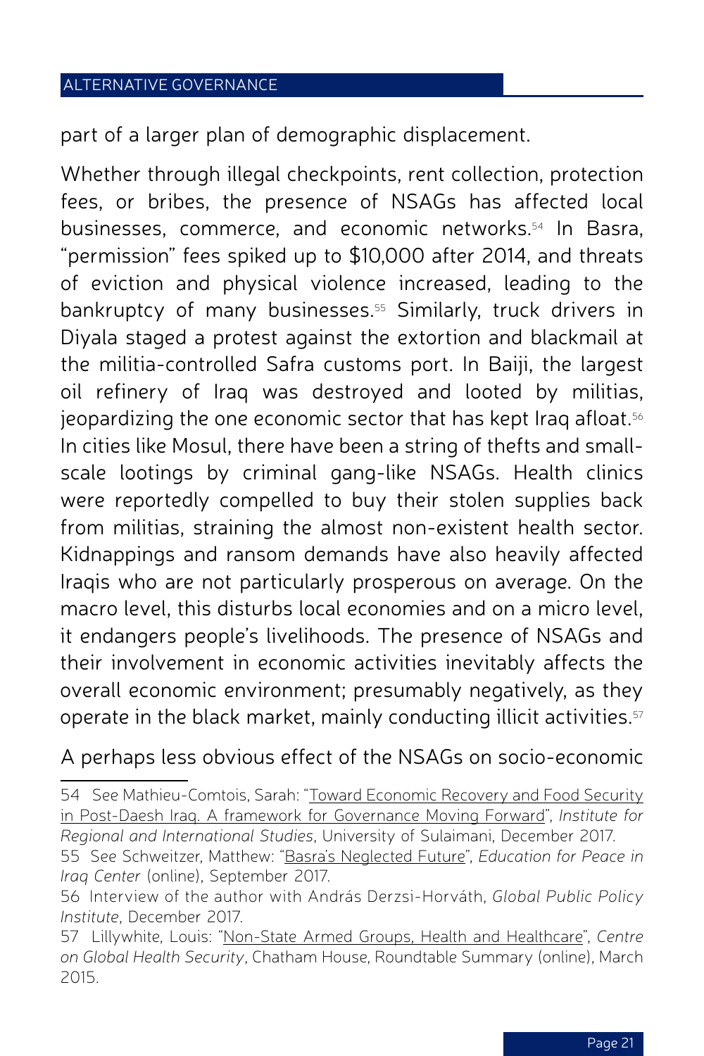part of a larger plan of demographic displacement.

Whether through illegal checkpoints, rent collection, protection fees, or bribes, the presence of NSAGs has affected local businesses, commerce, and economic networks.[54] In Basra, "permission" fees spiked up to $10,000 after 2014, and threats of eviction and physical violence increased, leading to the bankruptcy of many businesses.[55] Similarly, truck drivers in Diyala staged a protest against the extortion and blackmail at the militia-controlled Safra customs port. In Baiji, the largest oil refinery of Iraq was destroyed and looted by militias, jeopardizing the one economic sector that has kept Iraq afloat.[56] In cities like Mosul, there have been a string of thefts and small-scale lootings by criminal gang-like NSAGs. Health clinics were reportedly compelled to buy their stolen supplies back from militias, straining the almost non-existent health sector. Kidnappings and ransom demands have also heavily affected Iraqis who are not particularly prosperous on average. On the macro level, this disturbs local economies and on a micro level, it endangers people's livelihoods. The presence of NSAGs and their involvement in economic activities inevitably affects the overall economic environment; presumably negatively, as they operate in the black market, mainly conducting illicit activities.[57]

A perhaps less obvious effect of the NSAGs on socio-economic

---

54 See Mathieu-Comtois, Sarah: "Toward Economic Recovery and Food Security in Post-Daesh Iraq. A framework for Governance Moving Forward", *Institute for Regional and International Studies*, University of Sulaimani, December 2017.

55 See Schweitzer, Matthew: "Basra's Neglected Future", *Education for Peace in Iraq Center* (online), September 2017.

56 Interview of the author with András Derzsi-Horváth, *Global Public Policy Institute*, December 2017.

57 Lillywhite, Louis: "Non-State Armed Groups, Health and Healthcare", *Centre on Global Health Security*, Chatham House, Roundtable Summary (online), March 2015.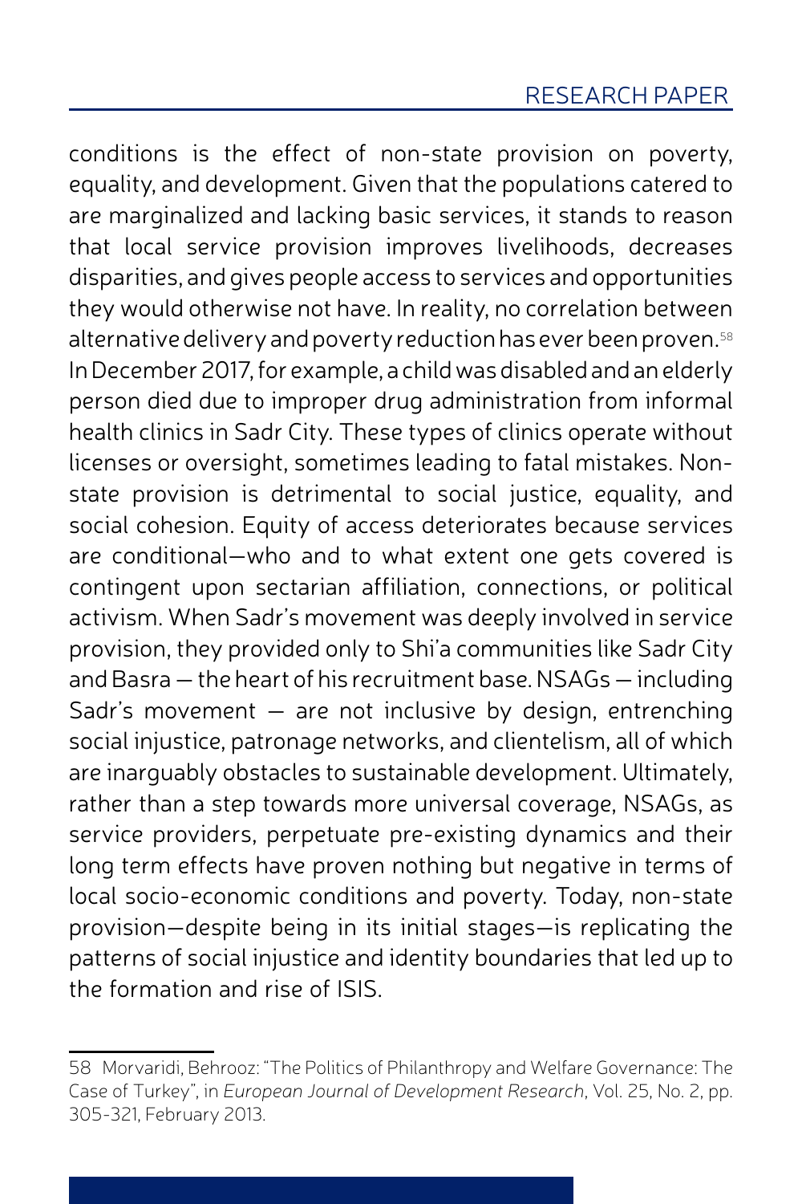conditions is the effect of non-state provision on poverty, equality, and development. Given that the populations catered to are marginalized and lacking basic services, it stands to reason that local service provision improves livelihoods, decreases disparities, and gives people access to services and opportunities they would otherwise not have. In reality, no correlation between alternative delivery and poverty reduction has ever been proven.[58] In December 2017, for example, a child was disabled and an elderly person died due to improper drug administration from informal health clinics in Sadr City. These types of clinics operate without licenses or oversight, sometimes leading to fatal mistakes. Non-state provision is detrimental to social justice, equality, and social cohesion. Equity of access deteriorates because services are conditional—who and to what extent one gets covered is contingent upon sectarian affiliation, connections, or political activism. When Sadr's movement was deeply involved in service provision, they provided only to Shi'a communities like Sadr City and Basra — the heart of his recruitment base. NSAGs — including Sadr's movement — are not inclusive by design, entrenching social injustice, patronage networks, and clientelism, all of which are inarguably obstacles to sustainable development. Ultimately, rather than a step towards more universal coverage, NSAGs, as service providers, perpetuate pre-existing dynamics and their long term effects have proven nothing but negative in terms of local socio-economic conditions and poverty. Today, non-state provision—despite being in its initial stages—is replicating the patterns of social injustice and identity boundaries that led up to the formation and rise of ISIS.

---

58 Morvaridi, Behrooz: "The Politics of Philanthropy and Welfare Governance: The Case of Turkey", in *European Journal of Development Research*, Vol. 25, No. 2, pp. 305-321, February 2013.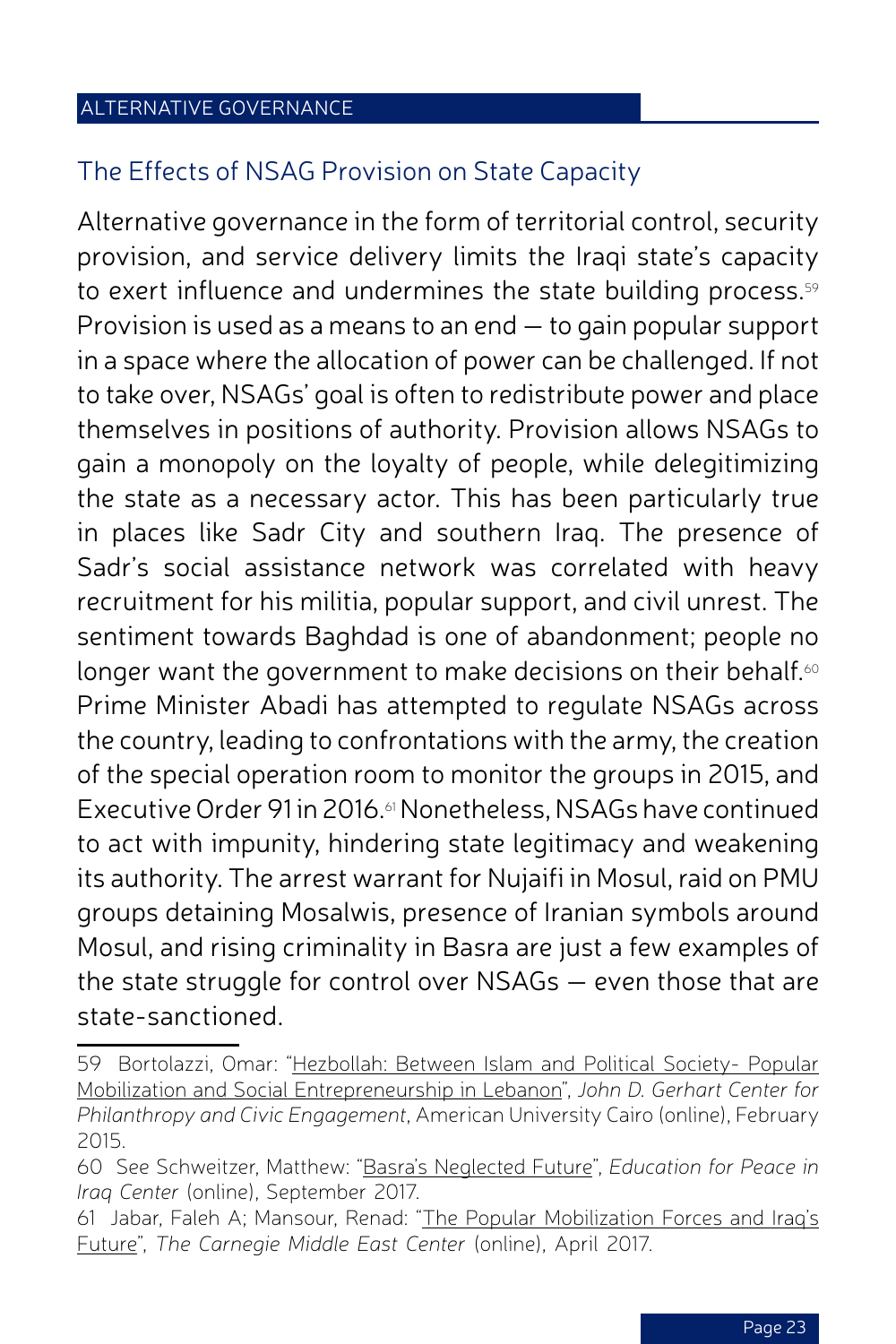## The Effects of NSAG Provision on State Capacity

Alternative governance in the form of territorial control, security provision, and service delivery limits the Iraqi state's capacity to exert influence and undermines the state building process.[59] Provision is used as a means to an end — to gain popular support in a space where the allocation of power can be challenged. If not to take over, NSAGs' goal is often to redistribute power and place themselves in positions of authority. Provision allows NSAGs to gain a monopoly on the loyalty of people, while delegitimizing the state as a necessary actor. This has been particularly true in places like Sadr City and southern Iraq. The presence of Sadr's social assistance network was correlated with heavy recruitment for his militia, popular support, and civil unrest. The sentiment towards Baghdad is one of abandonment; people no longer want the government to make decisions on their behalf.[60] Prime Minister Abadi has attempted to regulate NSAGs across the country, leading to confrontations with the army, the creation of the special operation room to monitor the groups in 2015, and Executive Order 91 in 2016.[61] Nonetheless, NSAGs have continued to act with impunity, hindering state legitimacy and weakening its authority. The arrest warrant for Nujaifi in Mosul, raid on PMU groups detaining Mosalwis, presence of Iranian symbols around Mosul, and rising criminality in Basra are just a few examples of the state struggle for control over NSAGs — even those that are state-sanctioned.

---

59 Bortolazzi, Omar: "Hezbollah: Between Islam and Political Society- Popular Mobilization and Social Entrepreneurship in Lebanon", *John D. Gerhart Center for Philanthropy and Civic Engagement*, American University Cairo (online), February 2015.

60 See Schweitzer, Matthew: "Basra's Neglected Future", *Education for Peace in Iraq Center* (online), September 2017.

61 Jabar, Faleh A; Mansour, Renad: "The Popular Mobilization Forces and Iraq's Future", *The Carnegie Middle East Center* (online), April 2017.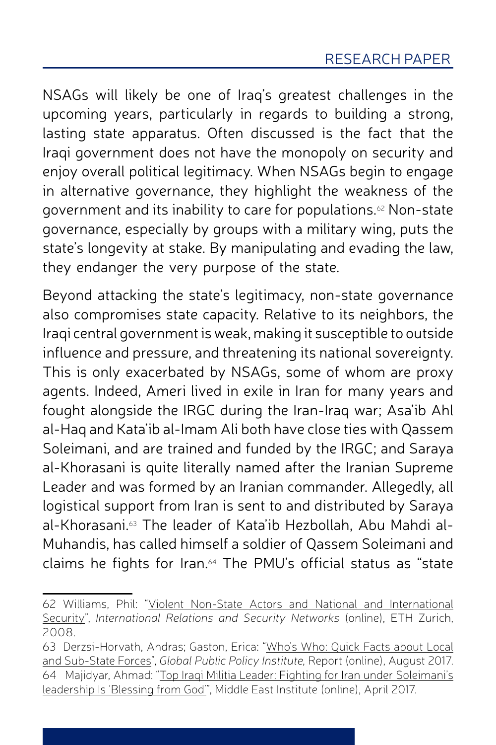NSAGs will likely be one of Iraq's greatest challenges in the upcoming years, particularly in regards to building a strong, lasting state apparatus. Often discussed is the fact that the Iraqi government does not have the monopoly on security and enjoy overall political legitimacy. When NSAGs begin to engage in alternative governance, they highlight the weakness of the government and its inability to care for populations.[62] Non-state governance, especially by groups with a military wing, puts the state's longevity at stake. By manipulating and evading the law, they endanger the very purpose of the state.

Beyond attacking the state's legitimacy, non-state governance also compromises state capacity. Relative to its neighbors, the Iraqi central government is weak, making it susceptible to outside influence and pressure, and threatening its national sovereignty. This is only exacerbated by NSAGs, some of whom are proxy agents. Indeed, Ameri lived in exile in Iran for many years and fought alongside the IRGC during the Iran-Iraq war; Asa'ib Ahl al-Haq and Kata'ib al-Imam Ali both have close ties with Qassem Soleimani, and are trained and funded by the IRGC; and Saraya al-Khorasani is quite literally named after the Iranian Supreme Leader and was formed by an Iranian commander. Allegedly, all logistical support from Iran is sent to and distributed by Saraya al-Khorasani.[63] The leader of Kata'ib Hezbollah, Abu Mahdi al-Muhandis, has called himself a soldier of Qassem Soleimani and claims he fights for Iran.[64] The PMU's official status as "state

---

62 Williams, Phil: "Violent Non-State Actors and National and International Security", *International Relations and Security Networks* (online), ETH Zurich, 2008.

63 Derzsi-Horvath, Andras; Gaston, Erica: "Who's Who: Quick Facts about Local and Sub-State Forces", *Global Public Policy Institute,* Report (online), August 2017.

64 Majidyar, Ahmad: "Top Iraqi Militia Leader: Fighting for Iran under Soleimani's leadership Is 'Blessing from God'", Middle East Institute (online), April 2017.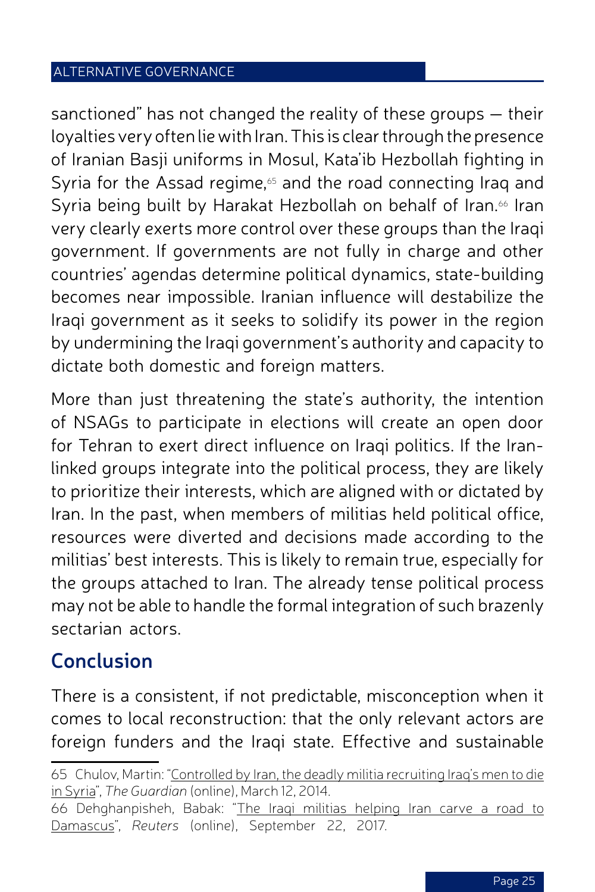sanctioned" has not changed the reality of these groups — their loyalties very often lie with Iran. This is clear through the presence of Iranian Basji uniforms in Mosul, Kata'ib Hezbollah fighting in Syria for the Assad regime,[65] and the road connecting Iraq and Syria being built by Harakat Hezbollah on behalf of Iran.[66] Iran very clearly exerts more control over these groups than the Iraqi government. If governments are not fully in charge and other countries' agendas determine political dynamics, state-building becomes near impossible. Iranian influence will destabilize the Iraqi government as it seeks to solidify its power in the region by undermining the Iraqi government's authority and capacity to dictate both domestic and foreign matters.

More than just threatening the state's authority, the intention of NSAGs to participate in elections will create an open door for Tehran to exert direct influence on Iraqi politics. If the Iran-linked groups integrate into the political process, they are likely to prioritize their interests, which are aligned with or dictated by Iran. In the past, when members of militias held political office, resources were diverted and decisions made according to the militias' best interests. This is likely to remain true, especially for the groups attached to Iran. The already tense political process may not be able to handle the formal integration of such brazenly sectarian actors.

## Conclusion

There is a consistent, if not predictable, misconception when it comes to local reconstruction: that the only relevant actors are foreign funders and the Iraqi state. Effective and sustainable

---

65 Chulov, Martin: "Controlled by Iran, the deadly militia recruiting Iraq's men to die in Syria", *The Guardian* (online), March 12, 2014.

66 Dehghanpisheh, Babak: "The Iraqi militias helping Iran carve a road to Damascus", *Reuters* (online), September 22, 2017.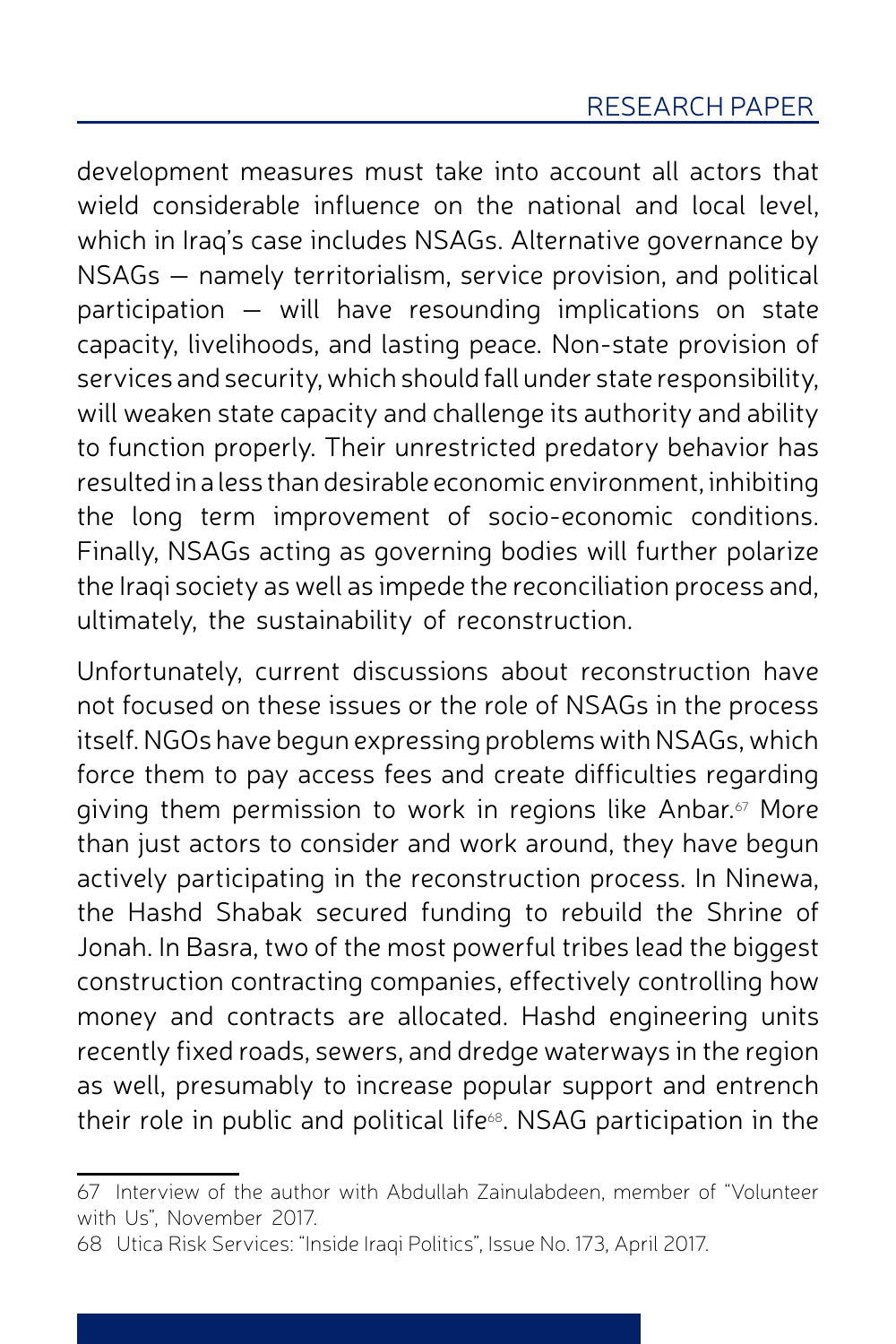development measures must take into account all actors that wield considerable influence on the national and local level, which in Iraq's case includes NSAGs. Alternative governance by NSAGs — namely territorialism, service provision, and political participation — will have resounding implications on state capacity, livelihoods, and lasting peace. Non-state provision of services and security, which should fall under state responsibility, will weaken state capacity and challenge its authority and ability to function properly. Their unrestricted predatory behavior has resulted in a less than desirable economic environment, inhibiting the long term improvement of socio-economic conditions. Finally, NSAGs acting as governing bodies will further polarize the Iraqi society as well as impede the reconciliation process and, ultimately, the sustainability of reconstruction.

Unfortunately, current discussions about reconstruction have not focused on these issues or the role of NSAGs in the process itself. NGOs have begun expressing problems with NSAGs, which force them to pay access fees and create difficulties regarding giving them permission to work in regions like Anbar.[67] More than just actors to consider and work around, they have begun actively participating in the reconstruction process. In Ninewa, the Hashd Shabak secured funding to rebuild the Shrine of Jonah. In Basra, two of the most powerful tribes lead the biggest construction contracting companies, effectively controlling how money and contracts are allocated. Hashd engineering units recently fixed roads, sewers, and dredge waterways in the region as well, presumably to increase popular support and entrench their role in public and political life[68]. NSAG participation in the

---

67 Interview of the author with Abdullah Zainulabdeen, member of "Volunteer with Us", November 2017.

68 Utica Risk Services: "Inside Iraqi Politics", Issue No. 173, April 2017.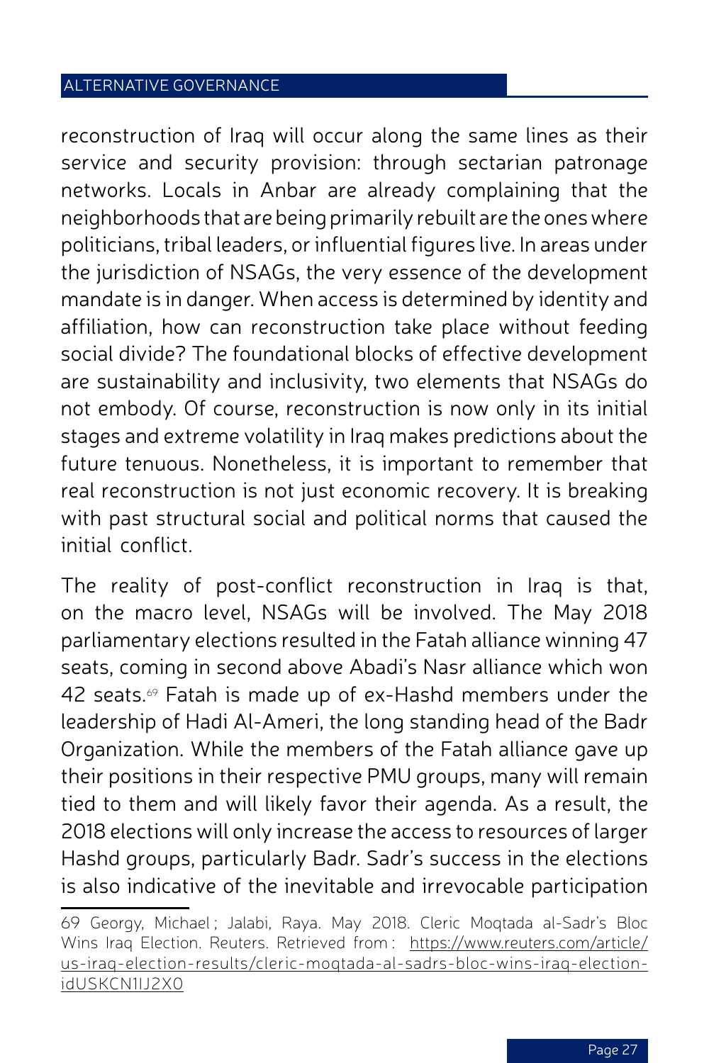reconstruction of Iraq will occur along the same lines as their service and security provision: through sectarian patronage networks. Locals in Anbar are already complaining that the neighborhoods that are being primarily rebuilt are the ones where politicians, tribal leaders, or influential figures live. In areas under the jurisdiction of NSAGs, the very essence of the development mandate is in danger. When access is determined by identity and affiliation, how can reconstruction take place without feeding social divide? The foundational blocks of effective development are sustainability and inclusivity, two elements that NSAGs do not embody. Of course, reconstruction is now only in its initial stages and extreme volatility in Iraq makes predictions about the future tenuous. Nonetheless, it is important to remember that real reconstruction is not just economic recovery. It is breaking with past structural social and political norms that caused the initial conflict.

The reality of post-conflict reconstruction in Iraq is that, on the macro level, NSAGs will be involved. The May 2018 parliamentary elections resulted in the Fatah alliance winning 47 seats, coming in second above Abadi's Nasr alliance which won 42 seats.[69] Fatah is made up of ex-Hashd members under the leadership of Hadi Al-Ameri, the long standing head of the Badr Organization. While the members of the Fatah alliance gave up their positions in their respective PMU groups, many will remain tied to them and will likely favor their agenda. As a result, the 2018 elections will only increase the access to resources of larger Hashd groups, particularly Badr. Sadr's success in the elections is also indicative of the inevitable and irrevocable participation

---

69 Georgy, Michael ; Jalabi, Raya. May 2018. Cleric Moqtada al-Sadr's Bloc Wins Iraq Election. Reuters. Retrieved from : https://www.reuters.com/article/us-iraq-election-results/cleric-moqtada-al-sadrs-bloc-wins-iraq-election-idUSKCN1IJ2X0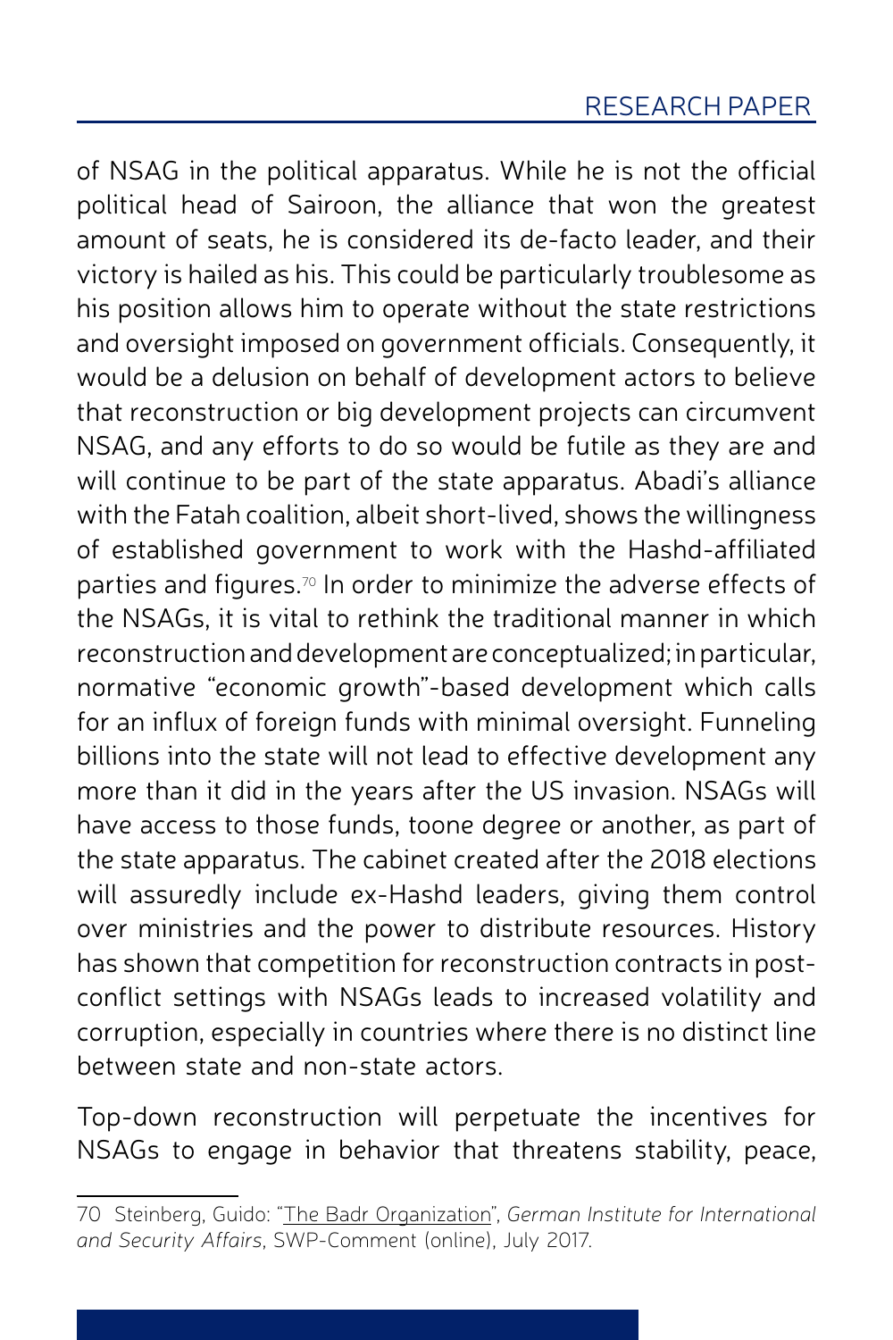of NSAG in the political apparatus. While he is not the official political head of Sairoon, the alliance that won the greatest amount of seats, he is considered its de-facto leader, and their victory is hailed as his. This could be particularly troublesome as his position allows him to operate without the state restrictions and oversight imposed on government officials. Consequently, it would be a delusion on behalf of development actors to believe that reconstruction or big development projects can circumvent NSAG, and any efforts to do so would be futile as they are and will continue to be part of the state apparatus. Abadi's alliance with the Fatah coalition, albeit short-lived, shows the willingness of established government to work with the Hashd-affiliated parties and figures.[70] In order to minimize the adverse effects of the NSAGs, it is vital to rethink the traditional manner in which reconstruction and development are conceptualized; in particular, normative "economic growth"-based development which calls for an influx of foreign funds with minimal oversight. Funneling billions into the state will not lead to effective development any more than it did in the years after the US invasion. NSAGs will have access to those funds, toone degree or another, as part of the state apparatus. The cabinet created after the 2018 elections will assuredly include ex-Hashd leaders, giving them control over ministries and the power to distribute resources. History has shown that competition for reconstruction contracts in post-conflict settings with NSAGs leads to increased volatility and corruption, especially in countries where there is no distinct line between state and non-state actors.

Top-down reconstruction will perpetuate the incentives for NSAGs to engage in behavior that threatens stability, peace,

---

70 Steinberg, Guido: "The Badr Organization", *German Institute for International and Security Affairs*, SWP-Comment (online), July 2017.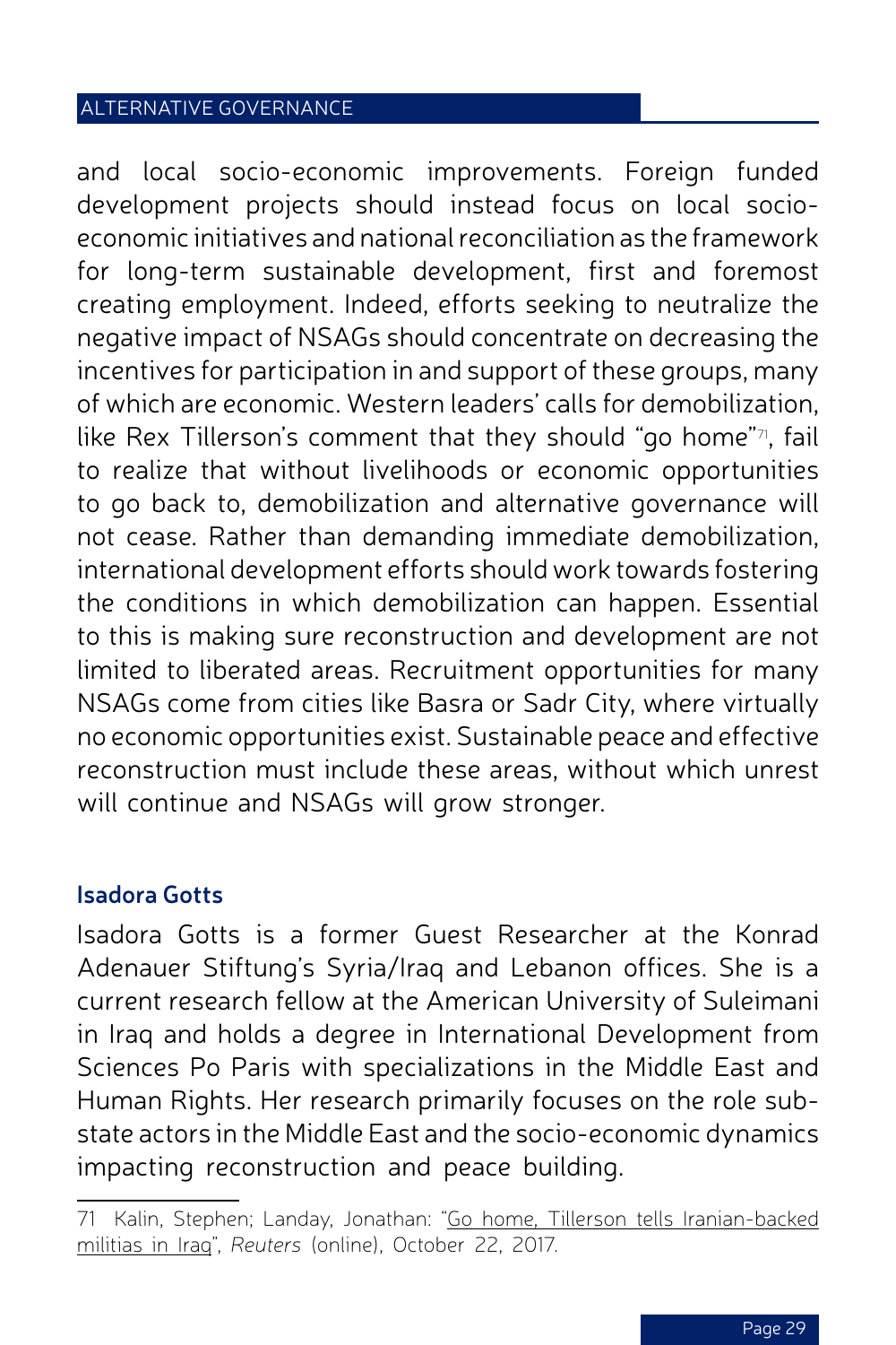and local socio-economic improvements. Foreign funded development projects should instead focus on local socio-economic initiatives and national reconciliation as the framework for long-term sustainable development, first and foremost creating employment. Indeed, efforts seeking to neutralize the negative impact of NSAGs should concentrate on decreasing the incentives for participation in and support of these groups, many of which are economic. Western leaders' calls for demobilization, like Rex Tillerson's comment that they should "go home"[71], fail to realize that without livelihoods or economic opportunities to go back to, demobilization and alternative governance will not cease. Rather than demanding immediate demobilization, international development efforts should work towards fostering the conditions in which demobilization can happen. Essential to this is making sure reconstruction and development are not limited to liberated areas. Recruitment opportunities for many NSAGs come from cities like Basra or Sadr City, where virtually no economic opportunities exist. Sustainable peace and effective reconstruction must include these areas, without which unrest will continue and NSAGs will grow stronger.

### Isadora Gotts

Isadora Gotts is a former Guest Researcher at the Konrad Adenauer Stiftung's Syria/Iraq and Lebanon offices. She is a current research fellow at the American University of Suleimani in Iraq and holds a degree in International Development from Sciences Po Paris with specializations in the Middle East and Human Rights. Her research primarily focuses on the role sub-state actors in the Middle East and the socio-economic dynamics impacting reconstruction and peace building.

---

71 Kalin, Stephen; Landay, Jonathan: "Go home, Tillerson tells Iranian-backed militias in Iraq", *Reuters* (online), October 22, 2017.